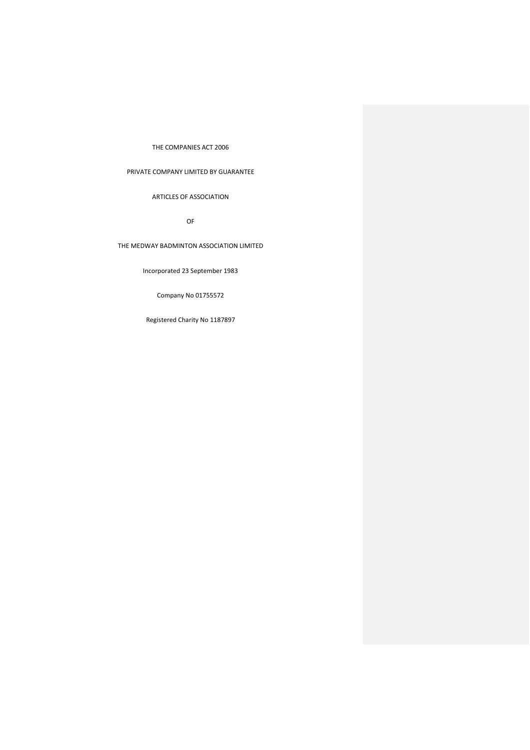THE COMPANIES ACT 2006

PRIVATE COMPANY LIMITED BY GUARANTEE

ARTICLES OF ASSOCIATION

OF

THE MEDWAY BADMINTON ASSOCIATION LIMITED

Incorporated 23 September 1983

Company No 01755572

Registered Charity No 1187897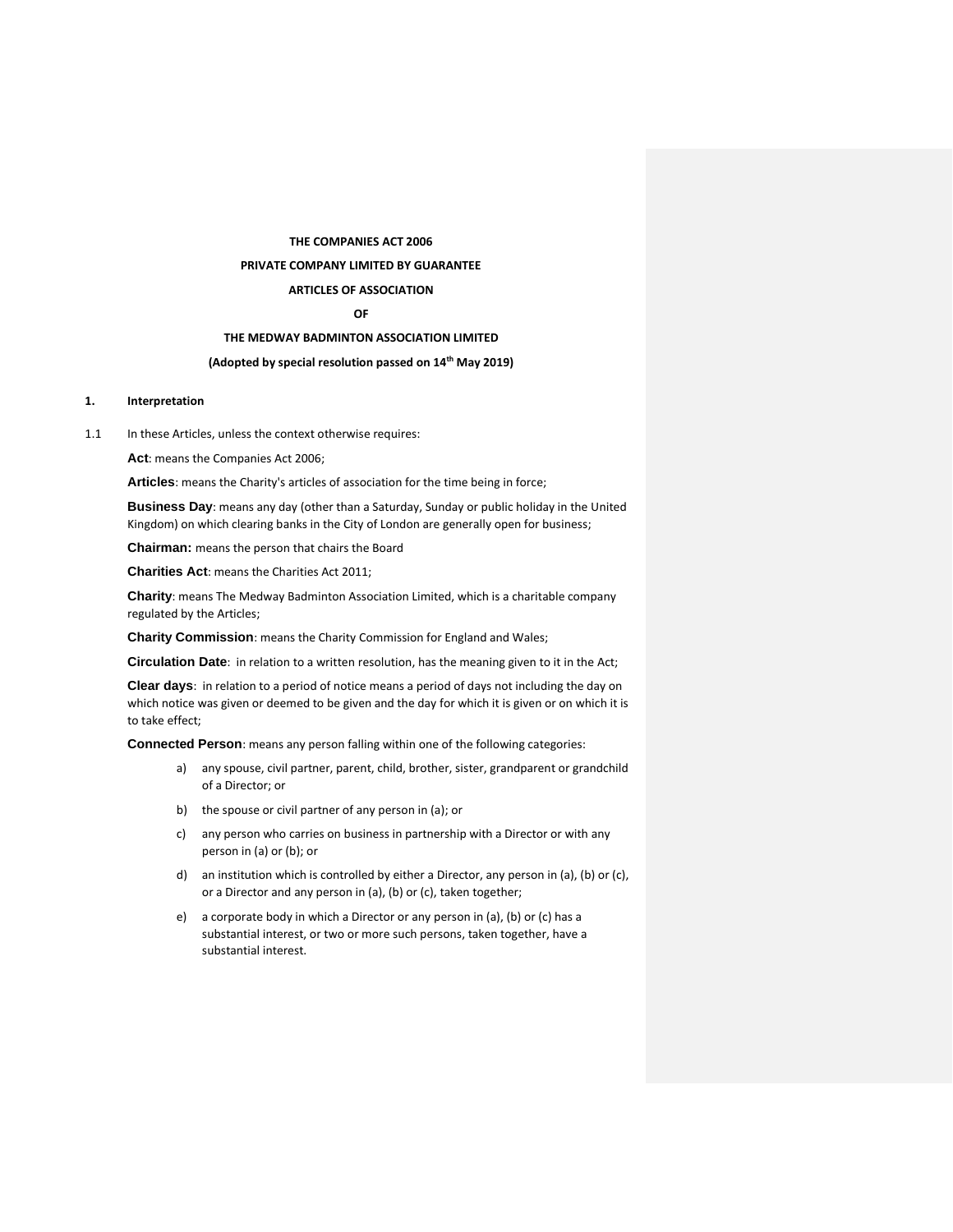**THE COMPANIES ACT 2006**

**PRIVATE COMPANY LIMITED BY GUARANTEE**

**ARTICLES OF ASSOCIATION**

**OF**

**THE MEDWAY BADMINTON ASSOCIATION LIMITED**

**(Adopted by special resolution passed on 14th May 2019)**

## 1. Interpretation

1.1 In these Articles, unless the context otherwise requires:

**Act**: means the Companies Act 2006;

**Articles**: means the Charity's articles of association for the time being in force;

**Business Day**: means any day (other than a Saturday, Sunday or public holiday in the United Kingdom) on which clearing banks in the City of London are generally open for business;

**Chairman:** means the person that chairs the Board

**Charities Act**: means the Charities Act 2011;

**Charity**: means The Medway Badminton Association Limited, which is a charitable company regulated by the Articles;

**Charity Commission**: means the Charity Commission for England and Wales;

**Circulation Date**: in relation to a written resolution, has the meaning given to it in the Act;

**Clear days**: in relation to a period of notice means a period of days not including the day on which notice was given or deemed to be given and the day for which it is given or on which it is to take effect;

**Connected Person**: means any person falling within one of the following categories:

a) any spouse, civil partner, parent, child, brother, sister, grandparent or grandchild of a Director; or

b) the spouse or civil partner of any person in (a); or

c) any person who carries on business in partnership with a Director or with any person in (a) or (b); or

d) an institution which is controlled by either a Director, any person in (a), (b) or (c), or a Director and any person in (a), (b) or (c), taken together;

e) a corporate body in which a Director or any person in (a), (b) or (c) has a substantial interest, or two or more such persons, taken together, have a substantial interest.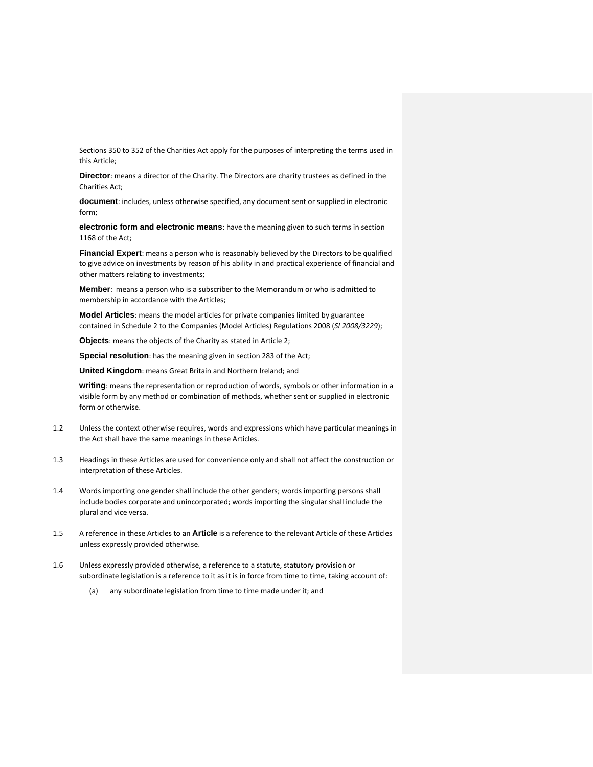Sections 350 to 352 of the Charities Act apply for the purposes of interpreting the terms used in this Article;

**Director**: means a director of the Charity. The Directors are charity trustees as defined in the Charities Act;

**document**: includes, unless otherwise specified, any document sent or supplied in electronic form;

**electronic form and electronic means**: have the meaning given to such terms in section 1168 of the Act;

**Financial Expert**: means a person who is reasonably believed by the Directors to be qualified to give advice on investments by reason of his ability in and practical experience of financial and other matters relating to investments;

**Member**: means a person who is a subscriber to the Memorandum or who is admitted to membership in accordance with the Articles;

**Model Articles**: means the model articles for private companies limited by guarantee contained in Schedule 2 to the Companies (Model Articles) Regulations 2008 (*SI 2008/3229*);

**Objects**: means the objects of the Charity as stated in Article 2;

**Special resolution**: has the meaning given in section 283 of the Act;

**United Kingdom**: means Great Britain and Northern Ireland; and

**writing**: means the representation or reproduction of words, symbols or other information in a visible form by any method or combination of methods, whether sent or supplied in electronic form or otherwise.

1.2 Unless the context otherwise requires, words and expressions which have particular meanings in the Act shall have the same meanings in these Articles.

1.3 Headings in these Articles are used for convenience only and shall not affect the construction or interpretation of these Articles.

1.4 Words importing one gender shall include the other genders; words importing persons shall include bodies corporate and unincorporated; words importing the singular shall include the plural and vice versa.

1.5 A reference in these Articles to an **Article** is a reference to the relevant Article of these Articles unless expressly provided otherwise.

1.6 Unless expressly provided otherwise, a reference to a statute, statutory provision or subordinate legislation is a reference to it as it is in force from time to time, taking account of:

(a) any subordinate legislation from time to time made under it; and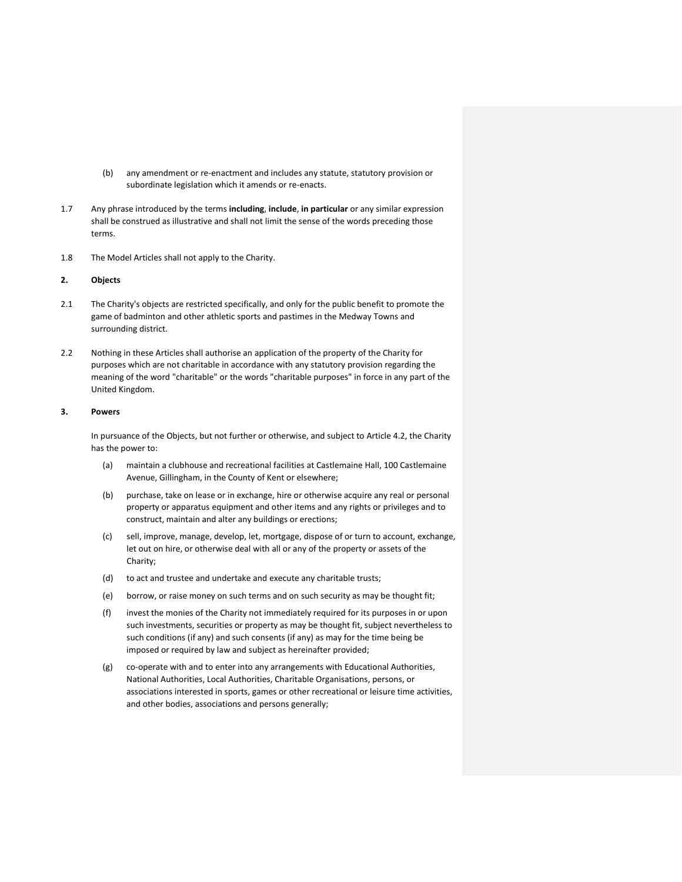(b) any amendment or re-enactment and includes any statute, statutory provision or subordinate legislation which it amends or re-enacts.

1.7 Any phrase introduced by the terms **including**, **include**, **in particular** or any similar expression shall be construed as illustrative and shall not limit the sense of the words preceding those terms.

1.8 The Model Articles shall not apply to the Charity.

**2. Objects**

2.1 The Charity's objects are restricted specifically, and only for the public benefit to promote the game of badminton and other athletic sports and pastimes in the Medway Towns and surrounding district.

2.2 Nothing in these Articles shall authorise an application of the property of the Charity for purposes which are not charitable in accordance with any statutory provision regarding the meaning of the word "charitable" or the words "charitable purposes" in force in any part of the United Kingdom.

**3. Powers**

In pursuance of the Objects, but not further or otherwise, and subject to Article 4.2, the Charity has the power to:

(a) maintain a clubhouse and recreational facilities at Castlemaine Hall, 100 Castlemaine Avenue, Gillingham, in the County of Kent or elsewhere;

(b) purchase, take on lease or in exchange, hire or otherwise acquire any real or personal property or apparatus equipment and other items and any rights or privileges and to construct, maintain and alter any buildings or erections;

(c) sell, improve, manage, develop, let, mortgage, dispose of or turn to account, exchange, let out on hire, or otherwise deal with all or any of the property or assets of the Charity;

(d) to act and trustee and undertake and execute any charitable trusts;

(e) borrow, or raise money on such terms and on such security as may be thought fit;

(f) invest the monies of the Charity not immediately required for its purposes in or upon such investments, securities or property as may be thought fit, subject nevertheless to such conditions (if any) and such consents (if any) as may for the time being be imposed or required by law and subject as hereinafter provided;

(g) co-operate with and to enter into any arrangements with Educational Authorities, National Authorities, Local Authorities, Charitable Organisations, persons, or associations interested in sports, games or other recreational or leisure time activities, and other bodies, associations and persons generally;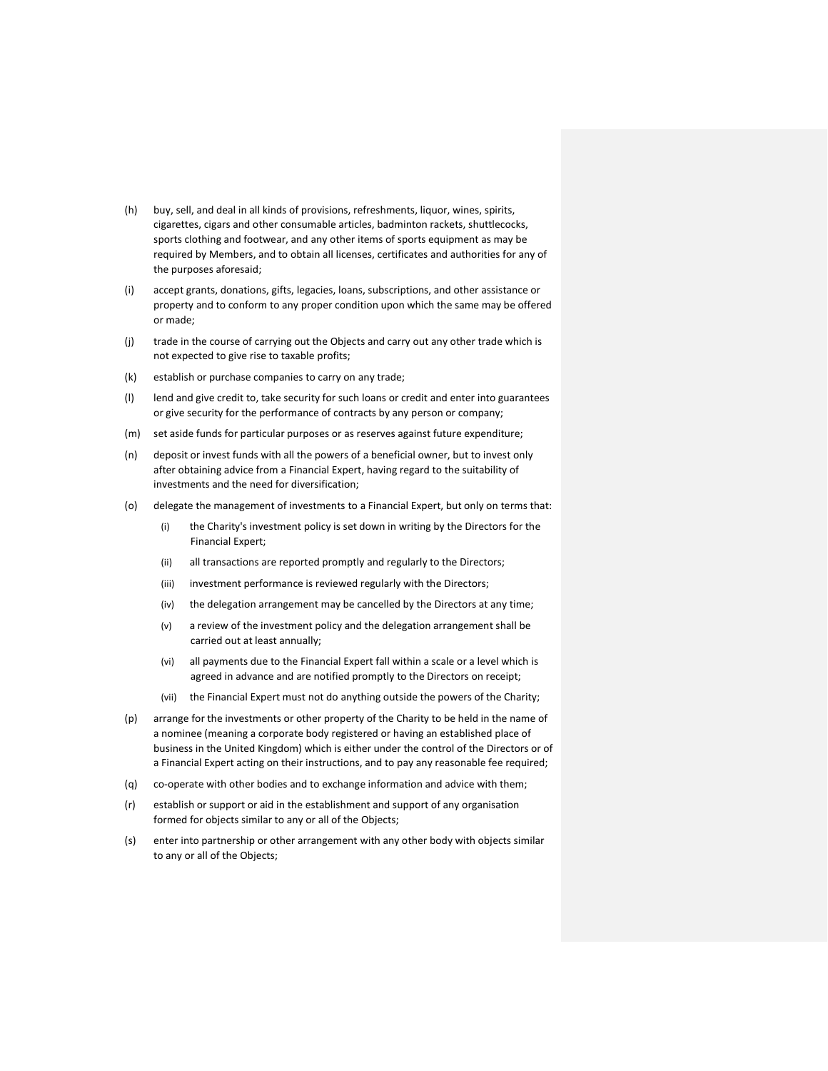(h) buy, sell, and deal in all kinds of provisions, refreshments, liquor, wines, spirits, cigarettes, cigars and other consumable articles, badminton rackets, shuttlecocks, sports clothing and footwear, and any other items of sports equipment as may be required by Members, and to obtain all licenses, certificates and authorities for any of the purposes aforesaid;

(i) accept grants, donations, gifts, legacies, loans, subscriptions, and other assistance or property and to conform to any proper condition upon which the same may be offered or made;

(j) trade in the course of carrying out the Objects and carry out any other trade which is not expected to give rise to taxable profits;

(k) establish or purchase companies to carry on any trade;

(l) lend and give credit to, take security for such loans or credit and enter into guarantees or give security for the performance of contracts by any person or company;

(m) set aside funds for particular purposes or as reserves against future expenditure;

(n) deposit or invest funds with all the powers of a beneficial owner, but to invest only after obtaining advice from a Financial Expert, having regard to the suitability of investments and the need for diversification;

(o) delegate the management of investments to a Financial Expert, but only on terms that:

  (i) the Charity's investment policy is set down in writing by the Directors for the Financial Expert;

  (ii) all transactions are reported promptly and regularly to the Directors;

  (iii) investment performance is reviewed regularly with the Directors;

  (iv) the delegation arrangement may be cancelled by the Directors at any time;

  (v) a review of the investment policy and the delegation arrangement shall be carried out at least annually;

  (vi) all payments due to the Financial Expert fall within a scale or a level which is agreed in advance and are notified promptly to the Directors on receipt;

  (vii) the Financial Expert must not do anything outside the powers of the Charity;

(p) arrange for the investments or other property of the Charity to be held in the name of a nominee (meaning a corporate body registered or having an established place of business in the United Kingdom) which is either under the control of the Directors or of a Financial Expert acting on their instructions, and to pay any reasonable fee required;

(q) co-operate with other bodies and to exchange information and advice with them;

(r) establish or support or aid in the establishment and support of any organisation formed for objects similar to any or all of the Objects;

(s) enter into partnership or other arrangement with any other body with objects similar to any or all of the Objects;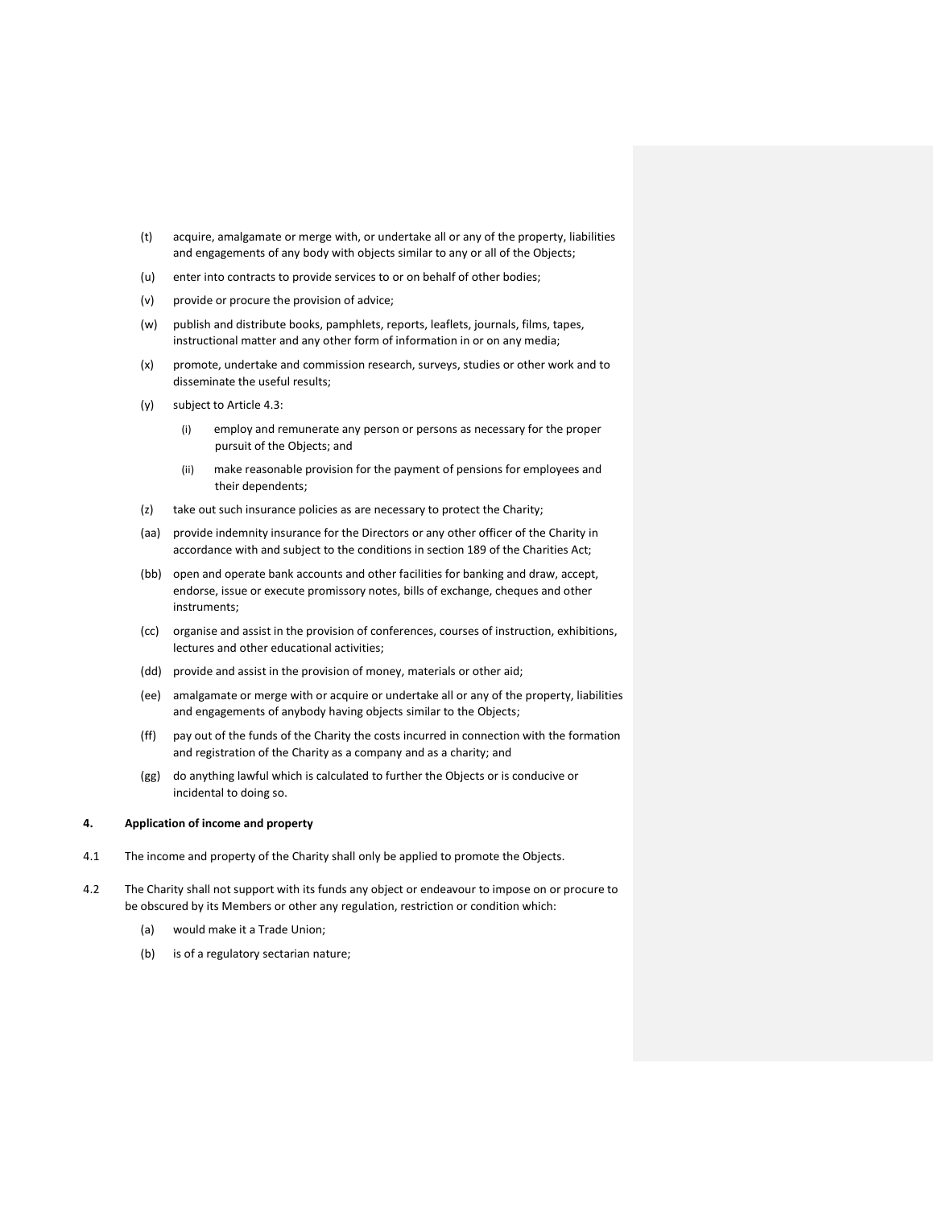(t) acquire, amalgamate or merge with, or undertake all or any of the property, liabilities and engagements of any body with objects similar to any or all of the Objects;

(u) enter into contracts to provide services to or on behalf of other bodies;

(v) provide or procure the provision of advice;

(w) publish and distribute books, pamphlets, reports, leaflets, journals, films, tapes, instructional matter and any other form of information in or on any media;

(x) promote, undertake and commission research, surveys, studies or other work and to disseminate the useful results;

(y) subject to Article 4.3:

  (i) employ and remunerate any person or persons as necessary for the proper pursuit of the Objects; and

  (ii) make reasonable provision for the payment of pensions for employees and their dependents;

(z) take out such insurance policies as are necessary to protect the Charity;

(aa) provide indemnity insurance for the Directors or any other officer of the Charity in accordance with and subject to the conditions in section 189 of the Charities Act;

(bb) open and operate bank accounts and other facilities for banking and draw, accept, endorse, issue or execute promissory notes, bills of exchange, cheques and other instruments;

(cc) organise and assist in the provision of conferences, courses of instruction, exhibitions, lectures and other educational activities;

(dd) provide and assist in the provision of money, materials or other aid;

(ee) amalgamate or merge with or acquire or undertake all or any of the property, liabilities and engagements of anybody having objects similar to the Objects;

(ff) pay out of the funds of the Charity the costs incurred in connection with the formation and registration of the Charity as a company and as a charity; and

(gg) do anything lawful which is calculated to further the Objects or is conducive or incidental to doing so.

**4. Application of income and property**

4.1 The income and property of the Charity shall only be applied to promote the Objects.

4.2 The Charity shall not support with its funds any object or endeavour to impose on or procure to be obscured by its Members or other any regulation, restriction or condition which:

(a) would make it a Trade Union;

(b) is of a regulatory sectarian nature;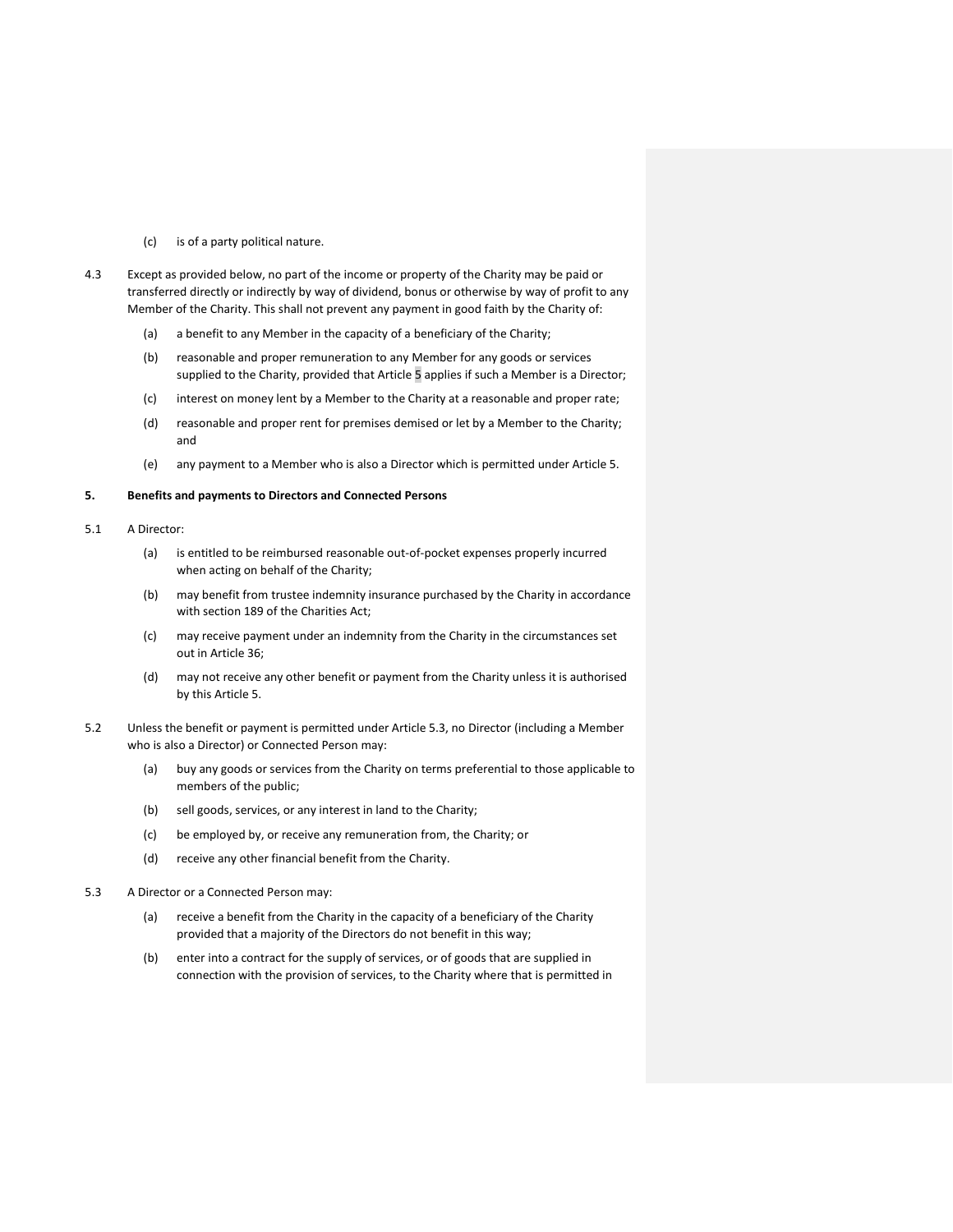(c) is of a party political nature.

4.3 Except as provided below, no part of the income or property of the Charity may be paid or transferred directly or indirectly by way of dividend, bonus or otherwise by way of profit to any Member of the Charity. This shall not prevent any payment in good faith by the Charity of:

(a) a benefit to any Member in the capacity of a beneficiary of the Charity;

(b) reasonable and proper remuneration to any Member for any goods or services supplied to the Charity, provided that Article 5 applies if such a Member is a Director;

(c) interest on money lent by a Member to the Charity at a reasonable and proper rate;

(d) reasonable and proper rent for premises demised or let by a Member to the Charity; and

(e) any payment to a Member who is also a Director which is permitted under Article 5.

**5. Benefits and payments to Directors and Connected Persons**

5.1 A Director:

(a) is entitled to be reimbursed reasonable out-of-pocket expenses properly incurred when acting on behalf of the Charity;

(b) may benefit from trustee indemnity insurance purchased by the Charity in accordance with section 189 of the Charities Act;

(c) may receive payment under an indemnity from the Charity in the circumstances set out in Article 36;

(d) may not receive any other benefit or payment from the Charity unless it is authorised by this Article 5.

5.2 Unless the benefit or payment is permitted under Article 5.3, no Director (including a Member who is also a Director) or Connected Person may:

(a) buy any goods or services from the Charity on terms preferential to those applicable to members of the public;

(b) sell goods, services, or any interest in land to the Charity;

(c) be employed by, or receive any remuneration from, the Charity; or

(d) receive any other financial benefit from the Charity.

5.3 A Director or a Connected Person may:

(a) receive a benefit from the Charity in the capacity of a beneficiary of the Charity provided that a majority of the Directors do not benefit in this way;

(b) enter into a contract for the supply of services, or of goods that are supplied in connection with the provision of services, to the Charity where that is permitted in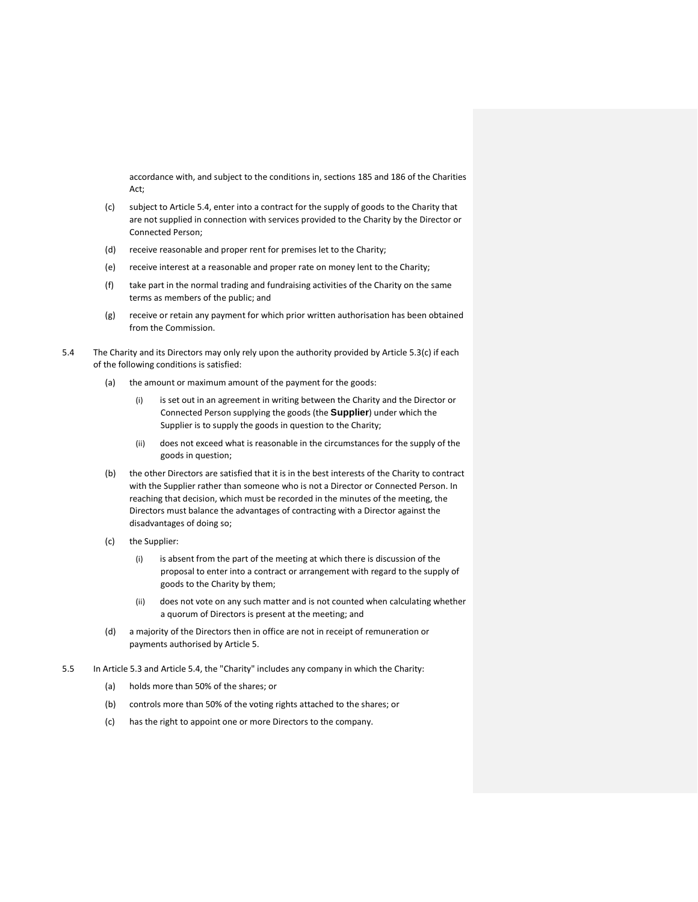accordance with, and subject to the conditions in, sections 185 and 186 of the Charities Act;

(c) subject to Article 5.4, enter into a contract for the supply of goods to the Charity that are not supplied in connection with services provided to the Charity by the Director or Connected Person;

(d) receive reasonable and proper rent for premises let to the Charity;

(e) receive interest at a reasonable and proper rate on money lent to the Charity;

(f) take part in the normal trading and fundraising activities of the Charity on the same terms as members of the public; and

(g) receive or retain any payment for which prior written authorisation has been obtained from the Commission.

5.4 The Charity and its Directors may only rely upon the authority provided by Article 5.3(c) if each of the following conditions is satisfied:

(a) the amount or maximum amount of the payment for the goods:

(i) is set out in an agreement in writing between the Charity and the Director or Connected Person supplying the goods (the **Supplier**) under which the Supplier is to supply the goods in question to the Charity;

(ii) does not exceed what is reasonable in the circumstances for the supply of the goods in question;

(b) the other Directors are satisfied that it is in the best interests of the Charity to contract with the Supplier rather than someone who is not a Director or Connected Person. In reaching that decision, which must be recorded in the minutes of the meeting, the Directors must balance the advantages of contracting with a Director against the disadvantages of doing so;

(c) the Supplier:

(i) is absent from the part of the meeting at which there is discussion of the proposal to enter into a contract or arrangement with regard to the supply of goods to the Charity by them;

(ii) does not vote on any such matter and is not counted when calculating whether a quorum of Directors is present at the meeting; and

(d) a majority of the Directors then in office are not in receipt of remuneration or payments authorised by Article 5.

5.5 In Article 5.3 and Article 5.4, the "Charity" includes any company in which the Charity:

(a) holds more than 50% of the shares; or

(b) controls more than 50% of the voting rights attached to the shares; or

(c) has the right to appoint one or more Directors to the company.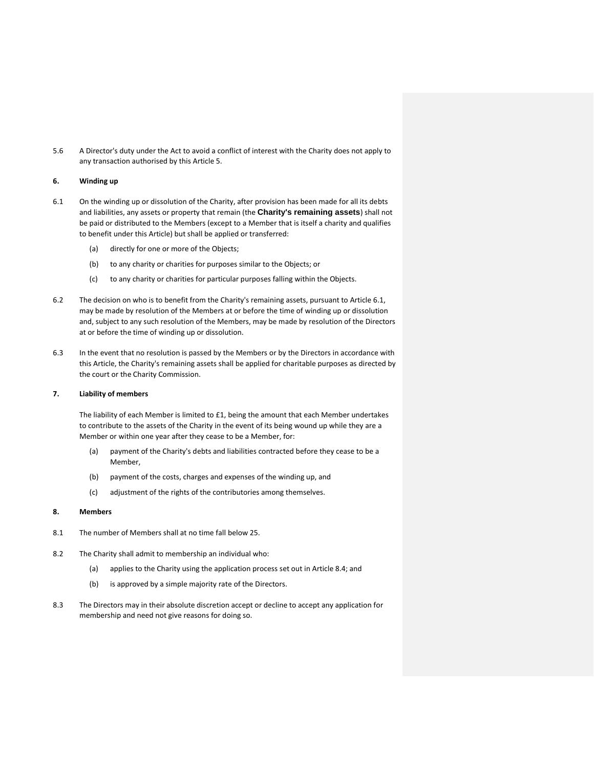5.6 A Director's duty under the Act to avoid a conflict of interest with the Charity does not apply to any transaction authorised by this Article 5.

## 6. Winding up

6.1 On the winding up or dissolution of the Charity, after provision has been made for all its debts and liabilities, any assets or property that remain (the **Charity's remaining assets**) shall not be paid or distributed to the Members (except to a Member that is itself a charity and qualifies to benefit under this Article) but shall be applied or transferred:

(a) directly for one or more of the Objects;

(b) to any charity or charities for purposes similar to the Objects; or

(c) to any charity or charities for particular purposes falling within the Objects.

6.2 The decision on who is to benefit from the Charity's remaining assets, pursuant to Article 6.1, may be made by resolution of the Members at or before the time of winding up or dissolution and, subject to any such resolution of the Members, may be made by resolution of the Directors at or before the time of winding up or dissolution.

6.3 In the event that no resolution is passed by the Members or by the Directors in accordance with this Article, the Charity's remaining assets shall be applied for charitable purposes as directed by the court or the Charity Commission.

## 7. Liability of members

The liability of each Member is limited to £1, being the amount that each Member undertakes to contribute to the assets of the Charity in the event of its being wound up while they are a Member or within one year after they cease to be a Member, for:

(a) payment of the Charity's debts and liabilities contracted before they cease to be a Member,

(b) payment of the costs, charges and expenses of the winding up, and

(c) adjustment of the rights of the contributories among themselves.

## 8. Members

8.1 The number of Members shall at no time fall below 25.

8.2 The Charity shall admit to membership an individual who:

(a) applies to the Charity using the application process set out in Article 8.4; and

(b) is approved by a simple majority rate of the Directors.

8.3 The Directors may in their absolute discretion accept or decline to accept any application for membership and need not give reasons for doing so.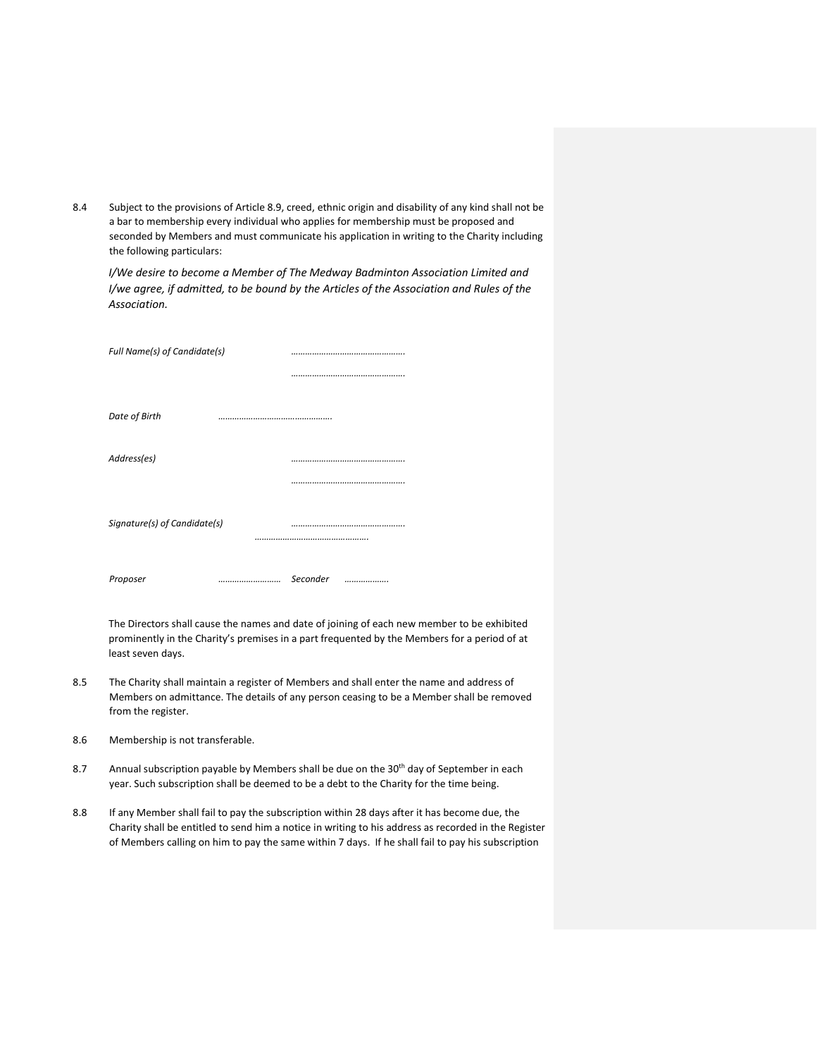8.4 Subject to the provisions of Article 8.9, creed, ethnic origin and disability of any kind shall not be a bar to membership every individual who applies for membership must be proposed and seconded by Members and must communicate his application in writing to the Charity including the following particulars:

*I/We desire to become a Member of The Medway Badminton Association Limited and I/we agree, if admitted, to be bound by the Articles of the Association and Rules of the Association.*

*Full Name(s) of Candidate(s)* ………………………………………….

………………………………………….

*Date of Birth* ………………………………………….

*Address(es)* ………………………………………….

………………………………………….

*Signature(s) of Candidate(s)* ………………………………………….

………………………………………….

*Proposer* …………………… *Seconder* ……………….

The Directors shall cause the names and date of joining of each new member to be exhibited prominently in the Charity's premises in a part frequented by the Members for a period of at least seven days.

8.5 The Charity shall maintain a register of Members and shall enter the name and address of Members on admittance. The details of any person ceasing to be a Member shall be removed from the register.

8.6 Membership is not transferable.

8.7 Annual subscription payable by Members shall be due on the 30th day of September in each year. Such subscription shall be deemed to be a debt to the Charity for the time being.

8.8 If any Member shall fail to pay the subscription within 28 days after it has become due, the Charity shall be entitled to send him a notice in writing to his address as recorded in the Register of Members calling on him to pay the same within 7 days. If he shall fail to pay his subscription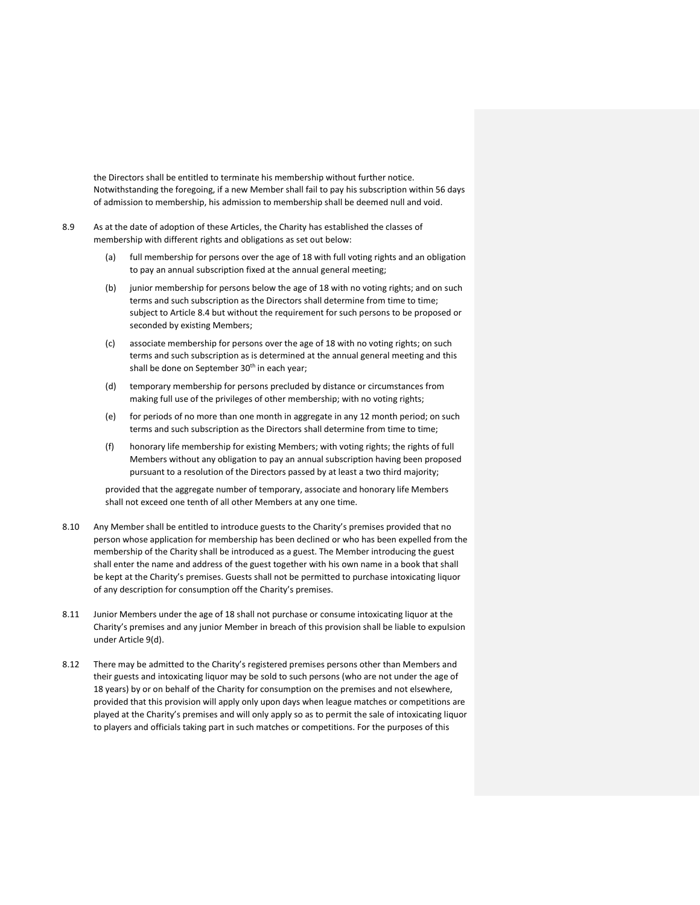the Directors shall be entitled to terminate his membership without further notice. Notwithstanding the foregoing, if a new Member shall fail to pay his subscription within 56 days of admission to membership, his admission to membership shall be deemed null and void.

8.9 As at the date of adoption of these Articles, the Charity has established the classes of membership with different rights and obligations as set out below:

(a) full membership for persons over the age of 18 with full voting rights and an obligation to pay an annual subscription fixed at the annual general meeting;

(b) junior membership for persons below the age of 18 with no voting rights; and on such terms and such subscription as the Directors shall determine from time to time; subject to Article 8.4 but without the requirement for such persons to be proposed or seconded by existing Members;

(c) associate membership for persons over the age of 18 with no voting rights; on such terms and such subscription as is determined at the annual general meeting and this shall be done on September 30th in each year;

(d) temporary membership for persons precluded by distance or circumstances from making full use of the privileges of other membership; with no voting rights;

(e) for periods of no more than one month in aggregate in any 12 month period; on such terms and such subscription as the Directors shall determine from time to time;

(f) honorary life membership for existing Members; with voting rights; the rights of full Members without any obligation to pay an annual subscription having been proposed pursuant to a resolution of the Directors passed by at least a two third majority;

provided that the aggregate number of temporary, associate and honorary life Members shall not exceed one tenth of all other Members at any one time.

8.10 Any Member shall be entitled to introduce guests to the Charity's premises provided that no person whose application for membership has been declined or who has been expelled from the membership of the Charity shall be introduced as a guest. The Member introducing the guest shall enter the name and address of the guest together with his own name in a book that shall be kept at the Charity's premises. Guests shall not be permitted to purchase intoxicating liquor of any description for consumption off the Charity's premises.

8.11 Junior Members under the age of 18 shall not purchase or consume intoxicating liquor at the Charity's premises and any junior Member in breach of this provision shall be liable to expulsion under Article 9(d).

8.12 There may be admitted to the Charity's registered premises persons other than Members and their guests and intoxicating liquor may be sold to such persons (who are not under the age of 18 years) by or on behalf of the Charity for consumption on the premises and not elsewhere, provided that this provision will apply only upon days when league matches or competitions are played at the Charity's premises and will only apply so as to permit the sale of intoxicating liquor to players and officials taking part in such matches or competitions. For the purposes of this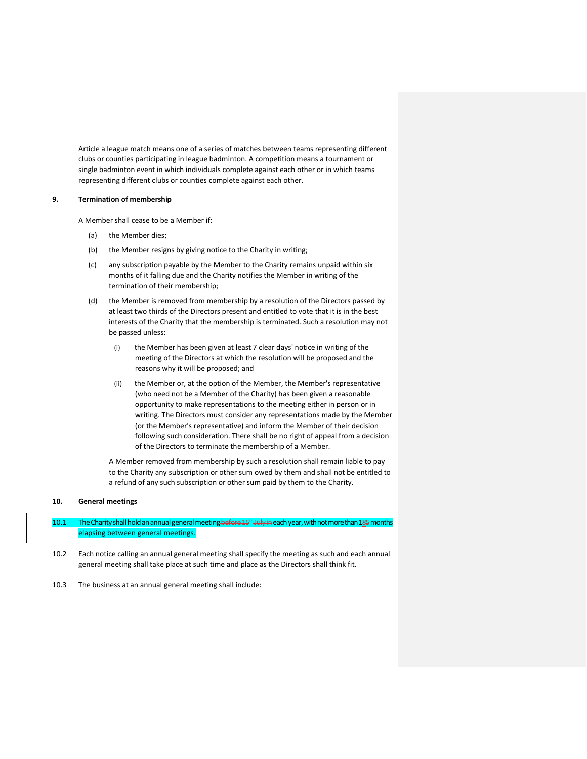Article a league match means one of a series of matches between teams representing different clubs or counties participating in league badminton. A competition means a tournament or single badminton event in which individuals complete against each other or in which teams representing different clubs or counties complete against each other.

**9. Termination of membership**

A Member shall cease to be a Member if:

(a) the Member dies;

(b) the Member resigns by giving notice to the Charity in writing;

(c) any subscription payable by the Member to the Charity remains unpaid within six months of it falling due and the Charity notifies the Member in writing of the termination of their membership;

(d) the Member is removed from membership by a resolution of the Directors passed by at least two thirds of the Directors present and entitled to vote that it is in the best interests of the Charity that the membership is terminated. Such a resolution may not be passed unless:

(i) the Member has been given at least 7 clear days' notice in writing of the meeting of the Directors at which the resolution will be proposed and the reasons why it will be proposed; and

(ii) the Member or, at the option of the Member, the Member's representative (who need not be a Member of the Charity) has been given a reasonable opportunity to make representations to the meeting either in person or in writing. The Directors must consider any representations made by the Member (or the Member's representative) and inform the Member of their decision following such consideration. There shall be no right of appeal from a decision of the Directors to terminate the membership of a Member.

A Member removed from membership by such a resolution shall remain liable to pay to the Charity any subscription or other sum owed by them and shall not be entitled to a refund of any such subscription or other sum paid by them to the Charity.

**10. General meetings**

10.1 The Charity shall hold an annual general meeting ~~before 15th July in~~ each year, with not more than 1~~8~~5 months elapsing between general meetings.

10.2 Each notice calling an annual general meeting shall specify the meeting as such and each annual general meeting shall take place at such time and place as the Directors shall think fit.

10.3 The business at an annual general meeting shall include: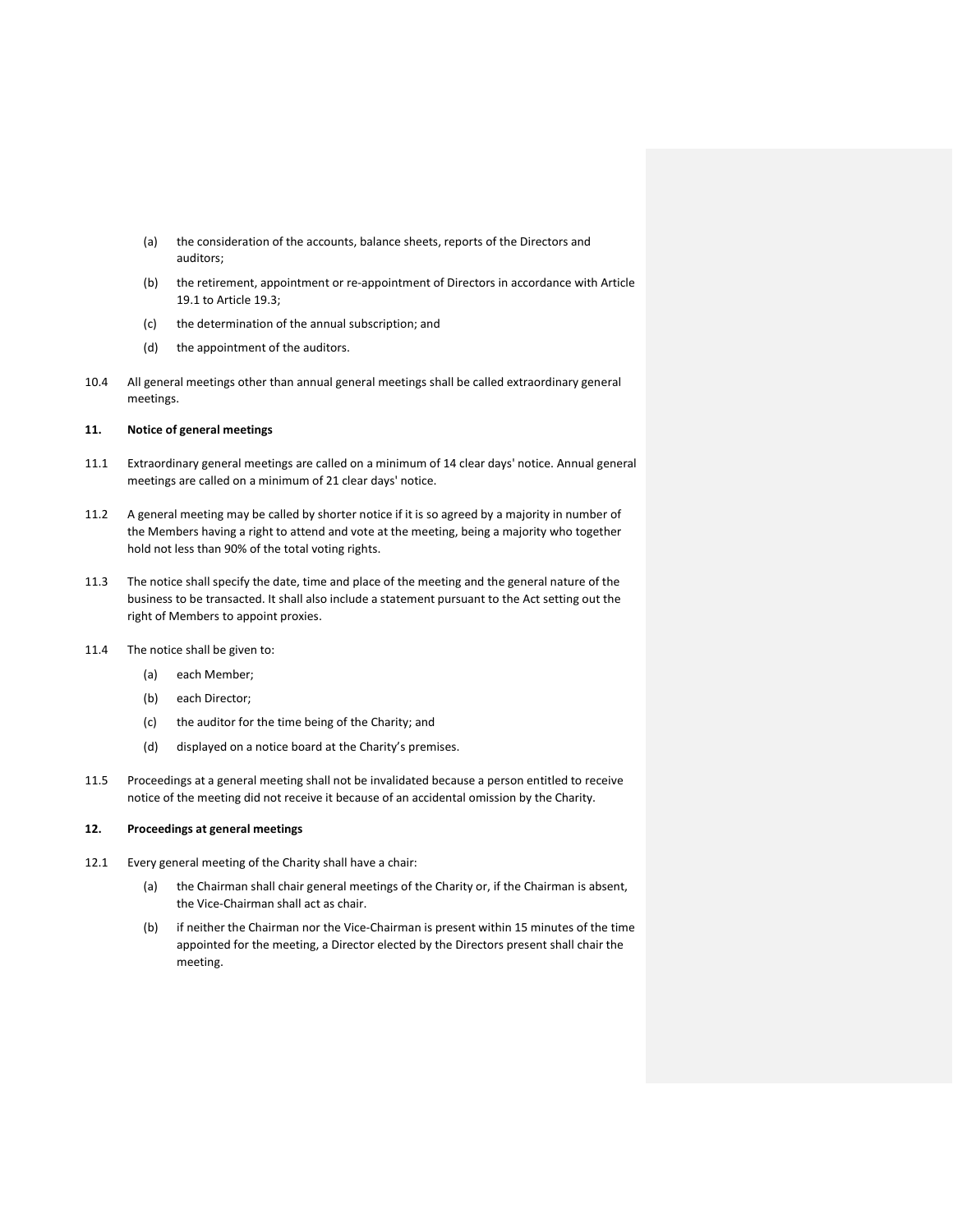(a) the consideration of the accounts, balance sheets, reports of the Directors and auditors;

(b) the retirement, appointment or re-appointment of Directors in accordance with Article 19.1 to Article 19.3;

(c) the determination of the annual subscription; and

(d) the appointment of the auditors.

10.4 All general meetings other than annual general meetings shall be called extraordinary general meetings.

## 11. Notice of general meetings

11.1 Extraordinary general meetings are called on a minimum of 14 clear days' notice. Annual general meetings are called on a minimum of 21 clear days' notice.

11.2 A general meeting may be called by shorter notice if it is so agreed by a majority in number of the Members having a right to attend and vote at the meeting, being a majority who together hold not less than 90% of the total voting rights.

11.3 The notice shall specify the date, time and place of the meeting and the general nature of the business to be transacted. It shall also include a statement pursuant to the Act setting out the right of Members to appoint proxies.

11.4 The notice shall be given to:

(a) each Member;

(b) each Director;

(c) the auditor for the time being of the Charity; and

(d) displayed on a notice board at the Charity's premises.

11.5 Proceedings at a general meeting shall not be invalidated because a person entitled to receive notice of the meeting did not receive it because of an accidental omission by the Charity.

## 12. Proceedings at general meetings

12.1 Every general meeting of the Charity shall have a chair:

(a) the Chairman shall chair general meetings of the Charity or, if the Chairman is absent, the Vice-Chairman shall act as chair.

(b) if neither the Chairman nor the Vice-Chairman is present within 15 minutes of the time appointed for the meeting, a Director elected by the Directors present shall chair the meeting.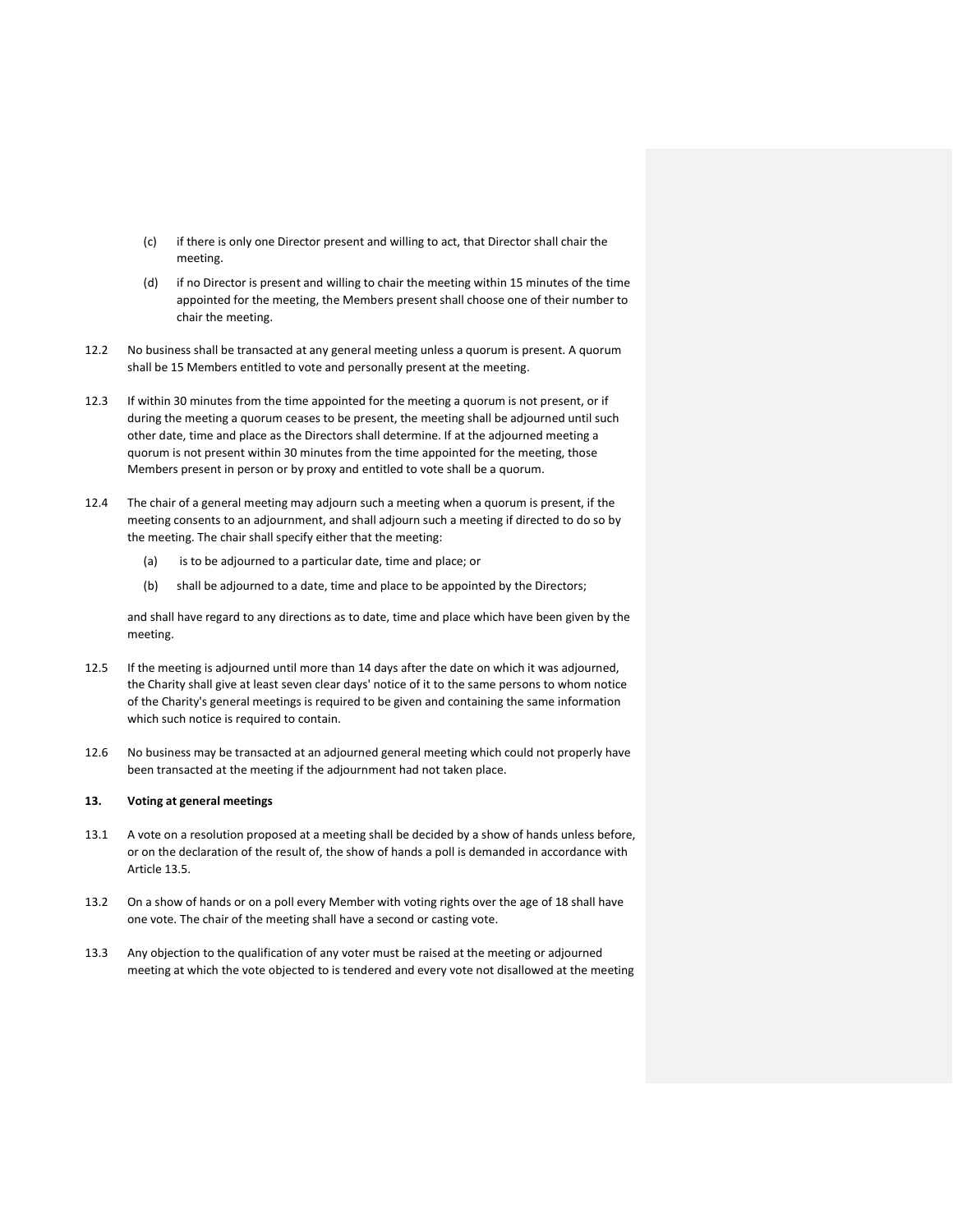(c) if there is only one Director present and willing to act, that Director shall chair the meeting.

(d) if no Director is present and willing to chair the meeting within 15 minutes of the time appointed for the meeting, the Members present shall choose one of their number to chair the meeting.

12.2 No business shall be transacted at any general meeting unless a quorum is present. A quorum shall be 15 Members entitled to vote and personally present at the meeting.

12.3 If within 30 minutes from the time appointed for the meeting a quorum is not present, or if during the meeting a quorum ceases to be present, the meeting shall be adjourned until such other date, time and place as the Directors shall determine. If at the adjourned meeting a quorum is not present within 30 minutes from the time appointed for the meeting, those Members present in person or by proxy and entitled to vote shall be a quorum.

12.4 The chair of a general meeting may adjourn such a meeting when a quorum is present, if the meeting consents to an adjournment, and shall adjourn such a meeting if directed to do so by the meeting. The chair shall specify either that the meeting:

(a) is to be adjourned to a particular date, time and place; or

(b) shall be adjourned to a date, time and place to be appointed by the Directors;

and shall have regard to any directions as to date, time and place which have been given by the meeting.

12.5 If the meeting is adjourned until more than 14 days after the date on which it was adjourned, the Charity shall give at least seven clear days' notice of it to the same persons to whom notice of the Charity's general meetings is required to be given and containing the same information which such notice is required to contain.

12.6 No business may be transacted at an adjourned general meeting which could not properly have been transacted at the meeting if the adjournment had not taken place.

**13. Voting at general meetings**

13.1 A vote on a resolution proposed at a meeting shall be decided by a show of hands unless before, or on the declaration of the result of, the show of hands a poll is demanded in accordance with Article 13.5.

13.2 On a show of hands or on a poll every Member with voting rights over the age of 18 shall have one vote. The chair of the meeting shall have a second or casting vote.

13.3 Any objection to the qualification of any voter must be raised at the meeting or adjourned meeting at which the vote objected to is tendered and every vote not disallowed at the meeting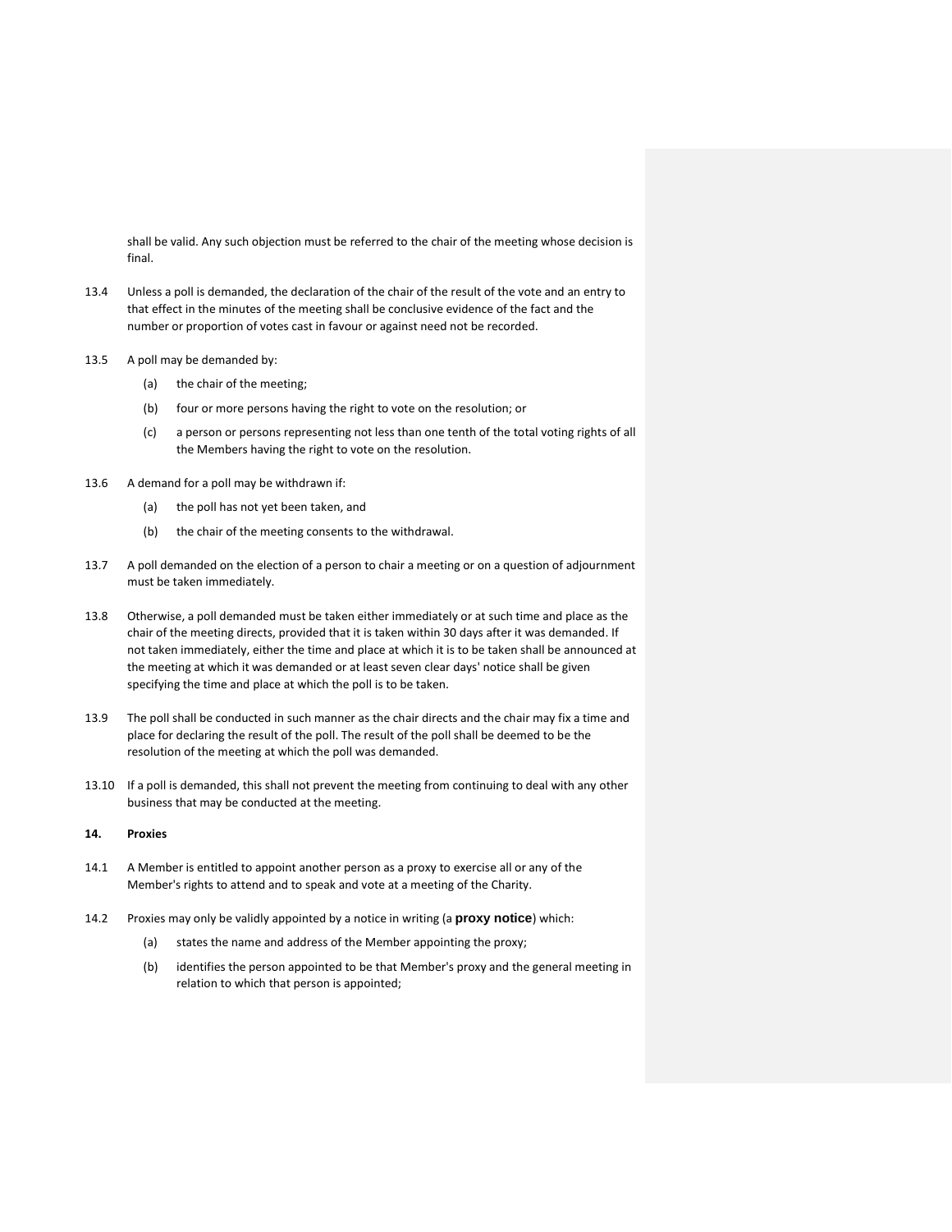shall be valid. Any such objection must be referred to the chair of the meeting whose decision is final.

13.4 Unless a poll is demanded, the declaration of the chair of the result of the vote and an entry to that effect in the minutes of the meeting shall be conclusive evidence of the fact and the number or proportion of votes cast in favour or against need not be recorded.

13.5 A poll may be demanded by:

(a) the chair of the meeting;

(b) four or more persons having the right to vote on the resolution; or

(c) a person or persons representing not less than one tenth of the total voting rights of all the Members having the right to vote on the resolution.

13.6 A demand for a poll may be withdrawn if:

(a) the poll has not yet been taken, and

(b) the chair of the meeting consents to the withdrawal.

13.7 A poll demanded on the election of a person to chair a meeting or on a question of adjournment must be taken immediately.

13.8 Otherwise, a poll demanded must be taken either immediately or at such time and place as the chair of the meeting directs, provided that it is taken within 30 days after it was demanded. If not taken immediately, either the time and place at which it is to be taken shall be announced at the meeting at which it was demanded or at least seven clear days' notice shall be given specifying the time and place at which the poll is to be taken.

13.9 The poll shall be conducted in such manner as the chair directs and the chair may fix a time and place for declaring the result of the poll. The result of the poll shall be deemed to be the resolution of the meeting at which the poll was demanded.

13.10 If a poll is demanded, this shall not prevent the meeting from continuing to deal with any other business that may be conducted at the meeting.

**14. Proxies**

14.1 A Member is entitled to appoint another person as a proxy to exercise all or any of the Member's rights to attend and to speak and vote at a meeting of the Charity.

14.2 Proxies may only be validly appointed by a notice in writing (a **proxy notice**) which:

(a) states the name and address of the Member appointing the proxy;

(b) identifies the person appointed to be that Member's proxy and the general meeting in relation to which that person is appointed;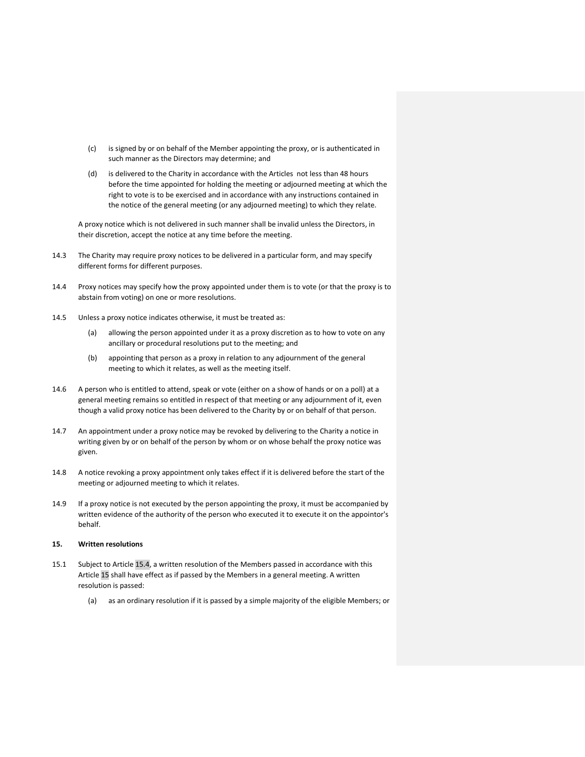(c) is signed by or on behalf of the Member appointing the proxy, or is authenticated in such manner as the Directors may determine; and

(d) is delivered to the Charity in accordance with the Articles not less than 48 hours before the time appointed for holding the meeting or adjourned meeting at which the right to vote is to be exercised and in accordance with any instructions contained in the notice of the general meeting (or any adjourned meeting) to which they relate.

A proxy notice which is not delivered in such manner shall be invalid unless the Directors, in their discretion, accept the notice at any time before the meeting.

14.3 The Charity may require proxy notices to be delivered in a particular form, and may specify different forms for different purposes.

14.4 Proxy notices may specify how the proxy appointed under them is to vote (or that the proxy is to abstain from voting) on one or more resolutions.

14.5 Unless a proxy notice indicates otherwise, it must be treated as:

(a) allowing the person appointed under it as a proxy discretion as to how to vote on any ancillary or procedural resolutions put to the meeting; and

(b) appointing that person as a proxy in relation to any adjournment of the general meeting to which it relates, as well as the meeting itself.

14.6 A person who is entitled to attend, speak or vote (either on a show of hands or on a poll) at a general meeting remains so entitled in respect of that meeting or any adjournment of it, even though a valid proxy notice has been delivered to the Charity by or on behalf of that person.

14.7 An appointment under a proxy notice may be revoked by delivering to the Charity a notice in writing given by or on behalf of the person by whom or on whose behalf the proxy notice was given.

14.8 A notice revoking a proxy appointment only takes effect if it is delivered before the start of the meeting or adjourned meeting to which it relates.

14.9 If a proxy notice is not executed by the person appointing the proxy, it must be accompanied by written evidence of the authority of the person who executed it to execute it on the appointor's behalf.

**15. Written resolutions**

15.1 Subject to Article 15.4, a written resolution of the Members passed in accordance with this Article 15 shall have effect as if passed by the Members in a general meeting. A written resolution is passed:

(a) as an ordinary resolution if it is passed by a simple majority of the eligible Members; or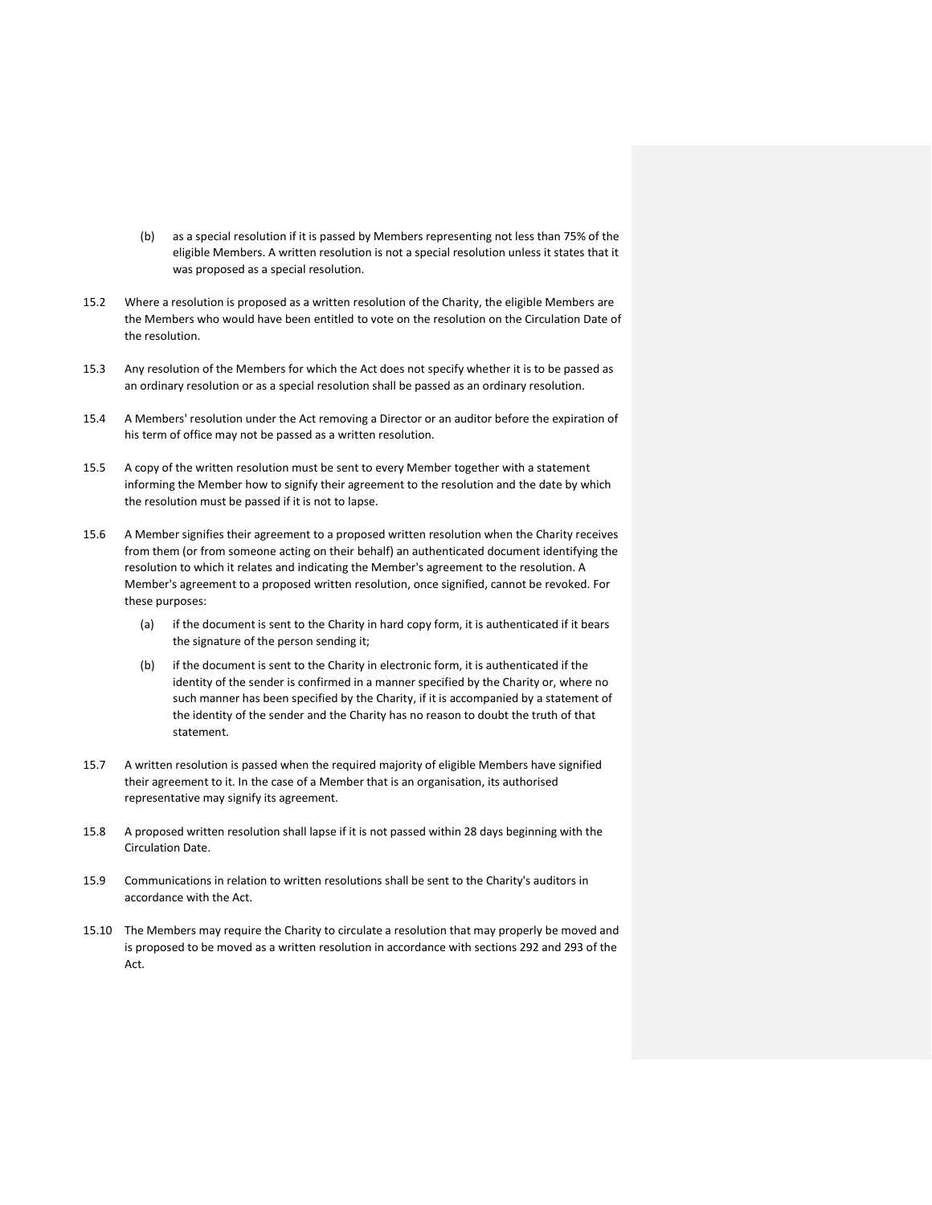(b) as a special resolution if it is passed by Members representing not less than 75% of the eligible Members. A written resolution is not a special resolution unless it states that it was proposed as a special resolution.

15.2 Where a resolution is proposed as a written resolution of the Charity, the eligible Members are the Members who would have been entitled to vote on the resolution on the Circulation Date of the resolution.

15.3 Any resolution of the Members for which the Act does not specify whether it is to be passed as an ordinary resolution or as a special resolution shall be passed as an ordinary resolution.

15.4 A Members' resolution under the Act removing a Director or an auditor before the expiration of his term of office may not be passed as a written resolution.

15.5 A copy of the written resolution must be sent to every Member together with a statement informing the Member how to signify their agreement to the resolution and the date by which the resolution must be passed if it is not to lapse.

15.6 A Member signifies their agreement to a proposed written resolution when the Charity receives from them (or from someone acting on their behalf) an authenticated document identifying the resolution to which it relates and indicating the Member's agreement to the resolution. A Member's agreement to a proposed written resolution, once signified, cannot be revoked. For these purposes:

(a) if the document is sent to the Charity in hard copy form, it is authenticated if it bears the signature of the person sending it;

(b) if the document is sent to the Charity in electronic form, it is authenticated if the identity of the sender is confirmed in a manner specified by the Charity or, where no such manner has been specified by the Charity, if it is accompanied by a statement of the identity of the sender and the Charity has no reason to doubt the truth of that statement.

15.7 A written resolution is passed when the required majority of eligible Members have signified their agreement to it. In the case of a Member that is an organisation, its authorised representative may signify its agreement.

15.8 A proposed written resolution shall lapse if it is not passed within 28 days beginning with the Circulation Date.

15.9 Communications in relation to written resolutions shall be sent to the Charity's auditors in accordance with the Act.

15.10 The Members may require the Charity to circulate a resolution that may properly be moved and is proposed to be moved as a written resolution in accordance with sections 292 and 293 of the Act.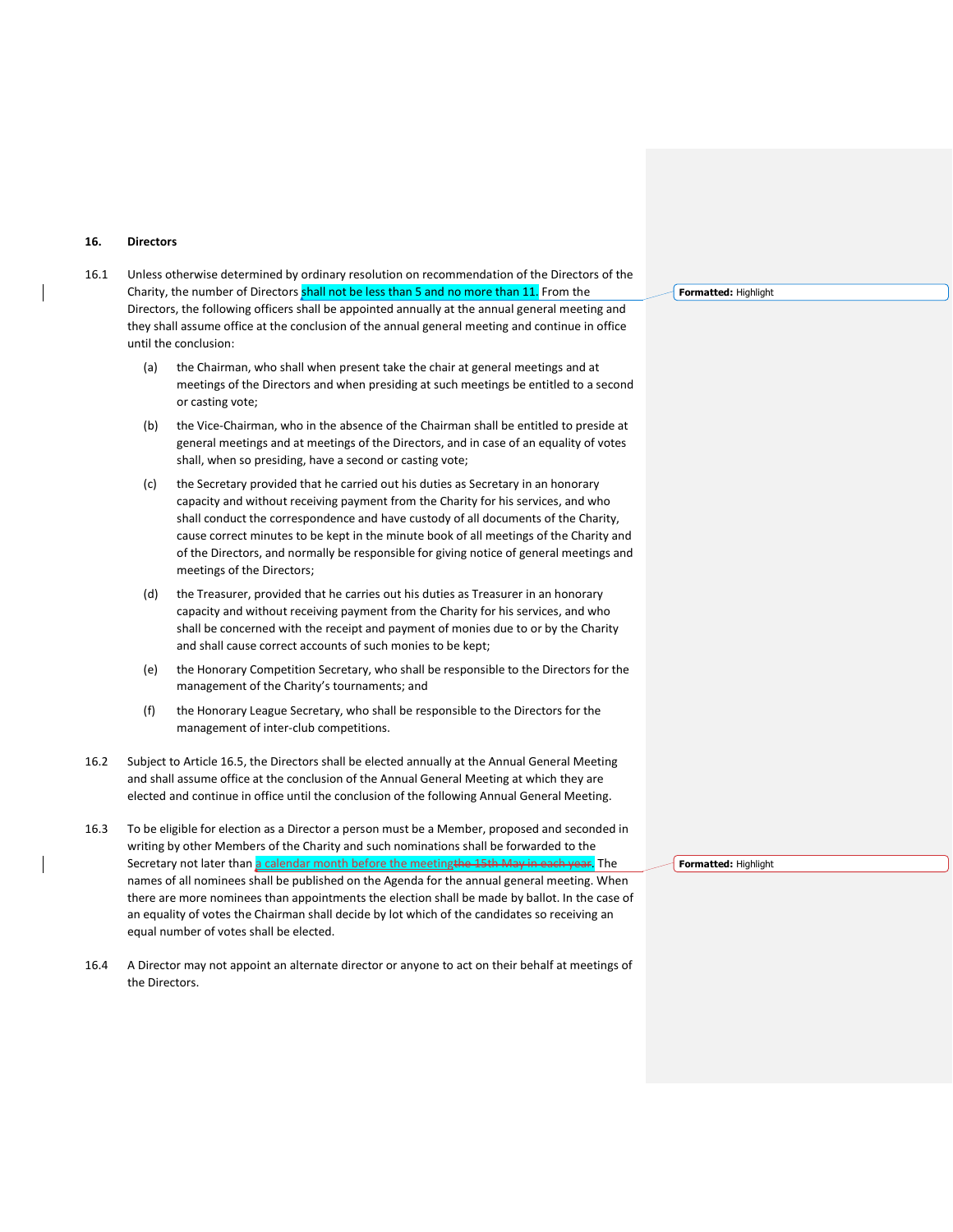## 16. Directors

16.1 Unless otherwise determined by ordinary resolution on recommendation of the Directors of the Charity, the number of Directors shall not be less than 5 and no more than 11. From the Directors, the following officers shall be appointed annually at the annual general meeting and they shall assume office at the conclusion of the annual general meeting and continue in office until the conclusion:

(a) the Chairman, who shall when present take the chair at general meetings and at meetings of the Directors and when presiding at such meetings be entitled to a second or casting vote;

(b) the Vice-Chairman, who in the absence of the Chairman shall be entitled to preside at general meetings and at meetings of the Directors, and in case of an equality of votes shall, when so presiding, have a second or casting vote;

(c) the Secretary provided that he carried out his duties as Secretary in an honorary capacity and without receiving payment from the Charity for his services, and who shall conduct the correspondence and have custody of all documents of the Charity, cause correct minutes to be kept in the minute book of all meetings of the Charity and of the Directors, and normally be responsible for giving notice of general meetings and meetings of the Directors;

(d) the Treasurer, provided that he carries out his duties as Treasurer in an honorary capacity and without receiving payment from the Charity for his services, and who shall be concerned with the receipt and payment of monies due to or by the Charity and shall cause correct accounts of such monies to be kept;

(e) the Honorary Competition Secretary, who shall be responsible to the Directors for the management of the Charity's tournaments; and

(f) the Honorary League Secretary, who shall be responsible to the Directors for the management of inter-club competitions.

16.2 Subject to Article 16.5, the Directors shall be elected annually at the Annual General Meeting and shall assume office at the conclusion of the Annual General Meeting at which they are elected and continue in office until the conclusion of the following Annual General Meeting.

16.3 To be eligible for election as a Director a person must be a Member, proposed and seconded in writing by other Members of the Charity and such nominations shall be forwarded to the Secretary not later than a calendar month before the meeting~~the 15th May in each year~~. The names of all nominees shall be published on the Agenda for the annual general meeting. When there are more nominees than appointments the election shall be made by ballot. In the case of an equality of votes the Chairman shall decide by lot which of the candidates so receiving an equal number of votes shall be elected.

16.4 A Director may not appoint an alternate director or anyone to act on their behalf at meetings of the Directors.

Formatted: Highlight

Formatted: Highlight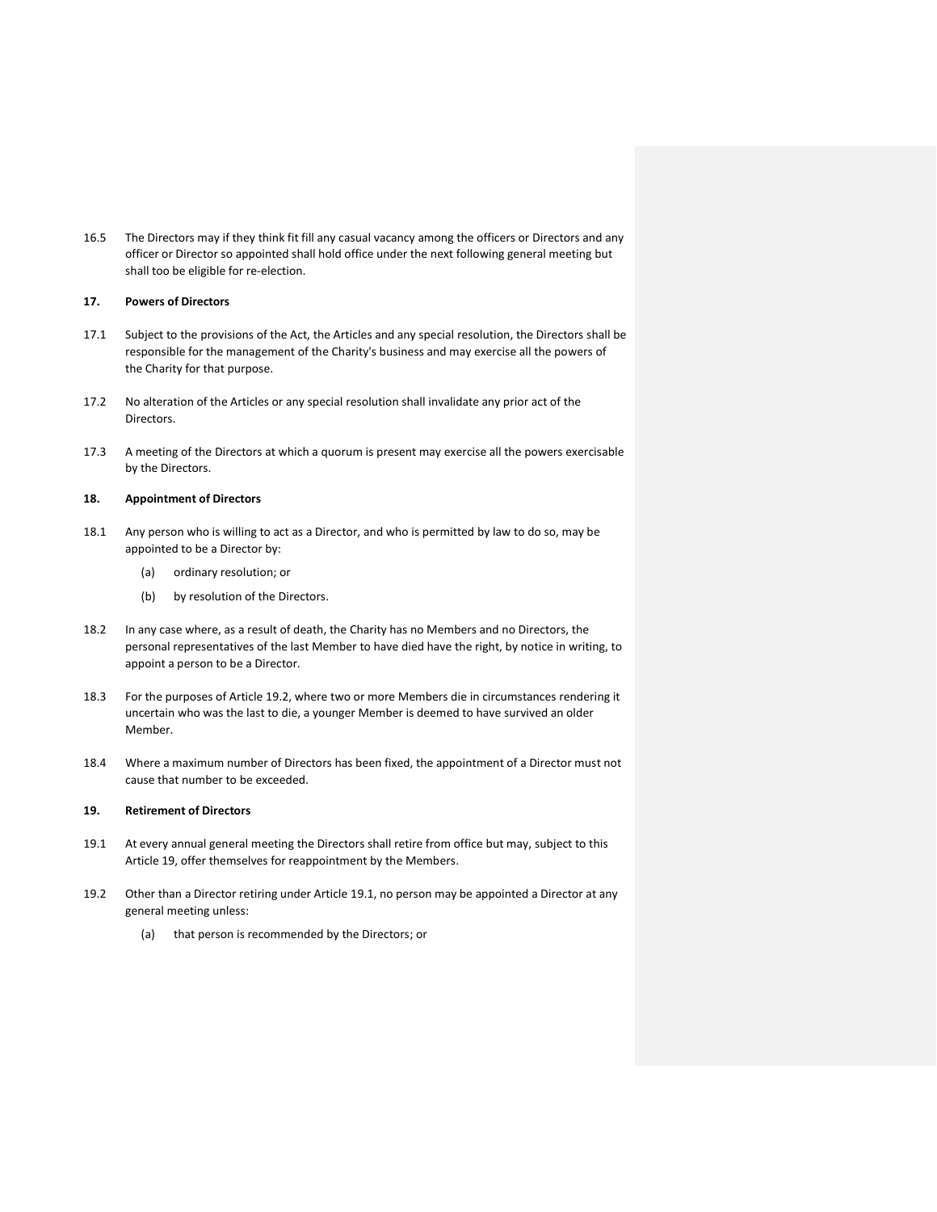16.5 The Directors may if they think fit fill any casual vacancy among the officers or Directors and any officer or Director so appointed shall hold office under the next following general meeting but shall too be eligible for re-election.

## 17. Powers of Directors

17.1 Subject to the provisions of the Act, the Articles and any special resolution, the Directors shall be responsible for the management of the Charity's business and may exercise all the powers of the Charity for that purpose.

17.2 No alteration of the Articles or any special resolution shall invalidate any prior act of the Directors.

17.3 A meeting of the Directors at which a quorum is present may exercise all the powers exercisable by the Directors.

## 18. Appointment of Directors

18.1 Any person who is willing to act as a Director, and who is permitted by law to do so, may be appointed to be a Director by:

(a) ordinary resolution; or

(b) by resolution of the Directors.

18.2 In any case where, as a result of death, the Charity has no Members and no Directors, the personal representatives of the last Member to have died have the right, by notice in writing, to appoint a person to be a Director.

18.3 For the purposes of Article 19.2, where two or more Members die in circumstances rendering it uncertain who was the last to die, a younger Member is deemed to have survived an older Member.

18.4 Where a maximum number of Directors has been fixed, the appointment of a Director must not cause that number to be exceeded.

## 19. Retirement of Directors

19.1 At every annual general meeting the Directors shall retire from office but may, subject to this Article 19, offer themselves for reappointment by the Members.

19.2 Other than a Director retiring under Article 19.1, no person may be appointed a Director at any general meeting unless:

(a) that person is recommended by the Directors; or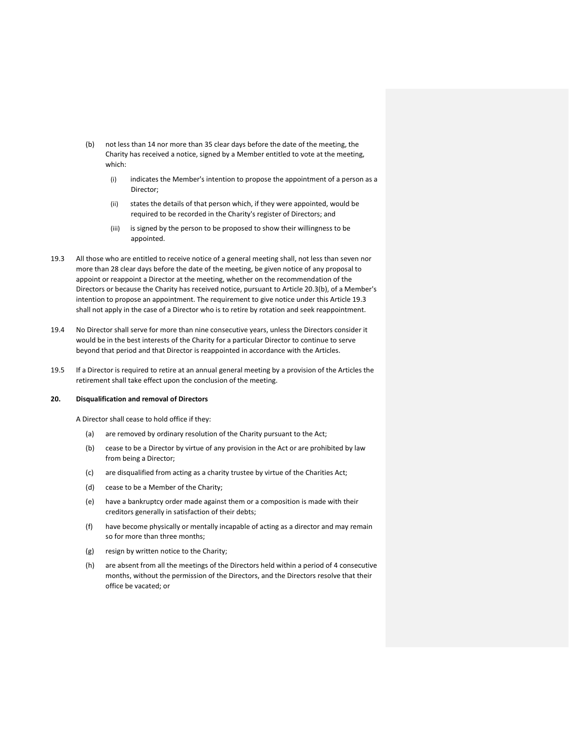(b) not less than 14 nor more than 35 clear days before the date of the meeting, the Charity has received a notice, signed by a Member entitled to vote at the meeting, which:

   (i) indicates the Member's intention to propose the appointment of a person as a Director;

   (ii) states the details of that person which, if they were appointed, would be required to be recorded in the Charity's register of Directors; and

   (iii) is signed by the person to be proposed to show their willingness to be appointed.

19.3 All those who are entitled to receive notice of a general meeting shall, not less than seven nor more than 28 clear days before the date of the meeting, be given notice of any proposal to appoint or reappoint a Director at the meeting, whether on the recommendation of the Directors or because the Charity has received notice, pursuant to Article 20.3(b), of a Member's intention to propose an appointment. The requirement to give notice under this Article 19.3 shall not apply in the case of a Director who is to retire by rotation and seek reappointment.

19.4 No Director shall serve for more than nine consecutive years, unless the Directors consider it would be in the best interests of the Charity for a particular Director to continue to serve beyond that period and that Director is reappointed in accordance with the Articles.

19.5 If a Director is required to retire at an annual general meeting by a provision of the Articles the retirement shall take effect upon the conclusion of the meeting.

**20. Disqualification and removal of Directors**

A Director shall cease to hold office if they:

(a) are removed by ordinary resolution of the Charity pursuant to the Act;

(b) cease to be a Director by virtue of any provision in the Act or are prohibited by law from being a Director;

(c) are disqualified from acting as a charity trustee by virtue of the Charities Act;

(d) cease to be a Member of the Charity;

(e) have a bankruptcy order made against them or a composition is made with their creditors generally in satisfaction of their debts;

(f) have become physically or mentally incapable of acting as a director and may remain so for more than three months;

(g) resign by written notice to the Charity;

(h) are absent from all the meetings of the Directors held within a period of 4 consecutive months, without the permission of the Directors, and the Directors resolve that their office be vacated; or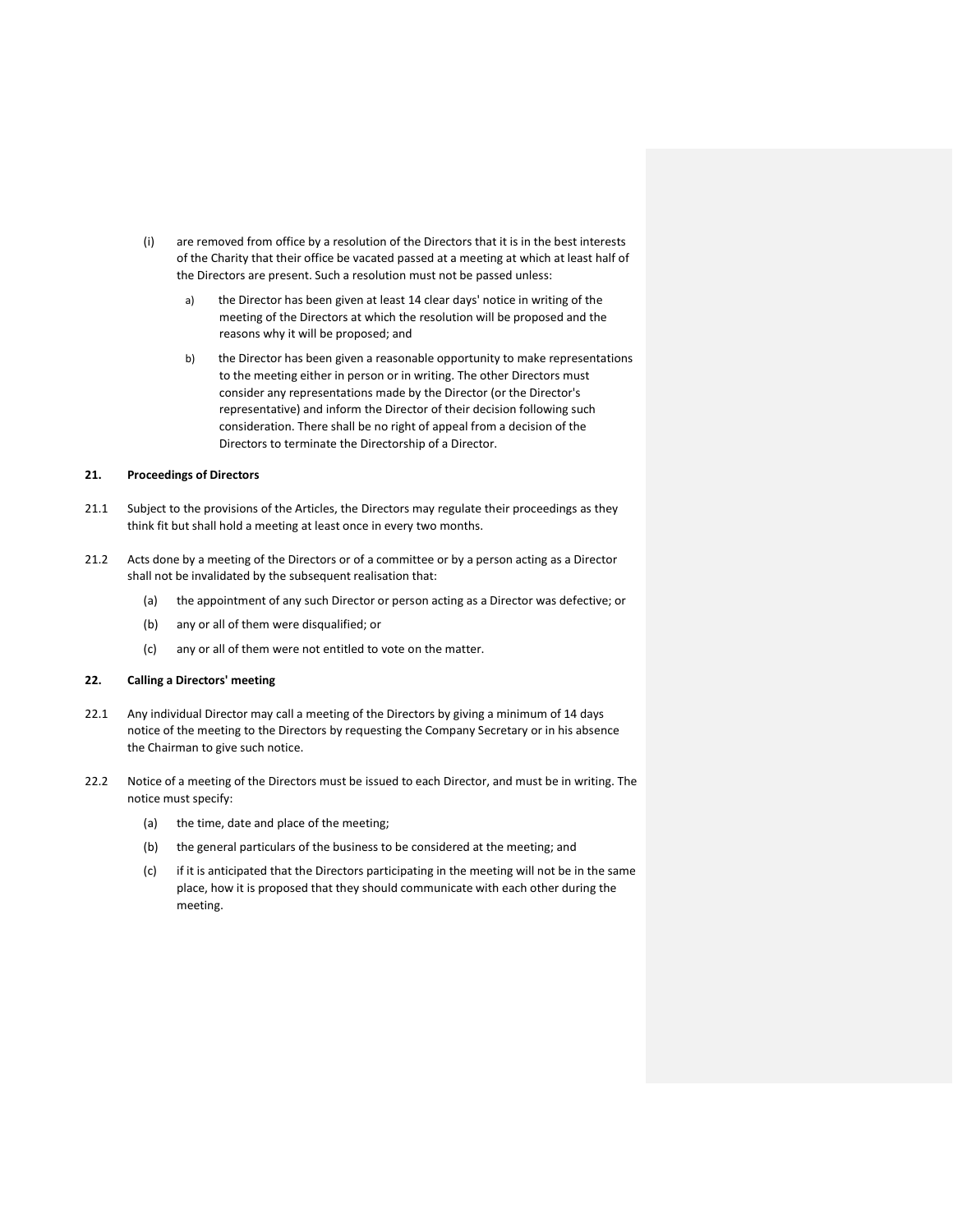(i) are removed from office by a resolution of the Directors that it is in the best interests of the Charity that their office be vacated passed at a meeting at which at least half of the Directors are present. Such a resolution must not be passed unless:

   a) the Director has been given at least 14 clear days' notice in writing of the meeting of the Directors at which the resolution will be proposed and the reasons why it will be proposed; and

   b) the Director has been given a reasonable opportunity to make representations to the meeting either in person or in writing. The other Directors must consider any representations made by the Director (or the Director's representative) and inform the Director of their decision following such consideration. There shall be no right of appeal from a decision of the Directors to terminate the Directorship of a Director.

**21. Proceedings of Directors**

21.1 Subject to the provisions of the Articles, the Directors may regulate their proceedings as they think fit but shall hold a meeting at least once in every two months.

21.2 Acts done by a meeting of the Directors or of a committee or by a person acting as a Director shall not be invalidated by the subsequent realisation that:

   (a) the appointment of any such Director or person acting as a Director was defective; or

   (b) any or all of them were disqualified; or

   (c) any or all of them were not entitled to vote on the matter.

**22. Calling a Directors' meeting**

22.1 Any individual Director may call a meeting of the Directors by giving a minimum of 14 days notice of the meeting to the Directors by requesting the Company Secretary or in his absence the Chairman to give such notice.

22.2 Notice of a meeting of the Directors must be issued to each Director, and must be in writing. The notice must specify:

   (a) the time, date and place of the meeting;

   (b) the general particulars of the business to be considered at the meeting; and

   (c) if it is anticipated that the Directors participating in the meeting will not be in the same place, how it is proposed that they should communicate with each other during the meeting.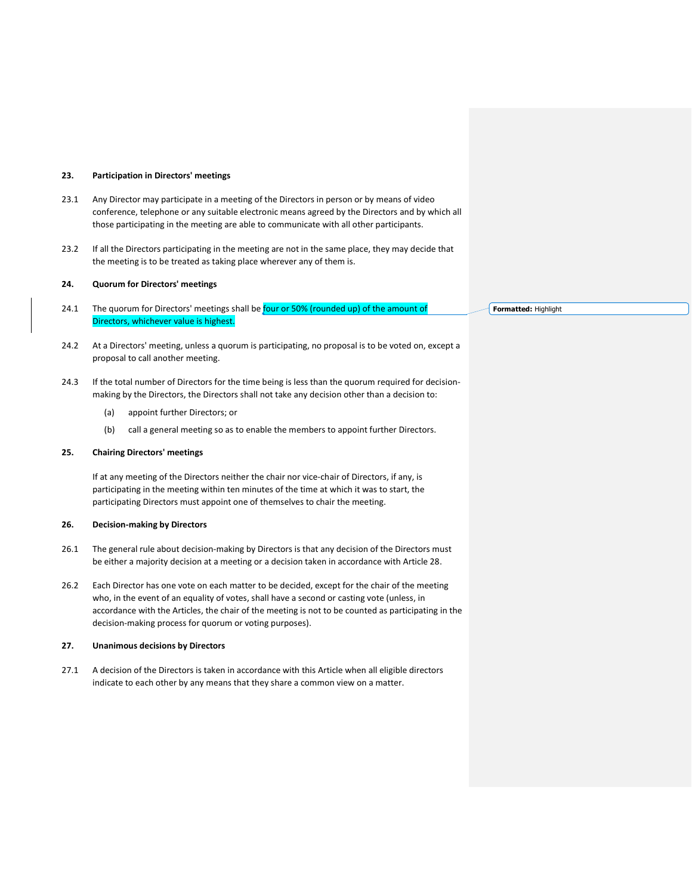**23. Participation in Directors' meetings**

23.1 Any Director may participate in a meeting of the Directors in person or by means of video conference, telephone or any suitable electronic means agreed by the Directors and by which all those participating in the meeting are able to communicate with all other participants.

23.2 If all the Directors participating in the meeting are not in the same place, they may decide that the meeting is to be treated as taking place wherever any of them is.

**24. Quorum for Directors' meetings**

24.1 The quorum for Directors' meetings shall be four or 50% (rounded up) of the amount of Directors, whichever value is highest.

24.2 At a Directors' meeting, unless a quorum is participating, no proposal is to be voted on, except a proposal to call another meeting.

24.3 If the total number of Directors for the time being is less than the quorum required for decision-making by the Directors, the Directors shall not take any decision other than a decision to:

(a) appoint further Directors; or

(b) call a general meeting so as to enable the members to appoint further Directors.

**25. Chairing Directors' meetings**

If at any meeting of the Directors neither the chair nor vice-chair of Directors, if any, is participating in the meeting within ten minutes of the time at which it was to start, the participating Directors must appoint one of themselves to chair the meeting.

**26. Decision-making by Directors**

26.1 The general rule about decision-making by Directors is that any decision of the Directors must be either a majority decision at a meeting or a decision taken in accordance with Article 28.

26.2 Each Director has one vote on each matter to be decided, except for the chair of the meeting who, in the event of an equality of votes, shall have a second or casting vote (unless, in accordance with the Articles, the chair of the meeting is not to be counted as participating in the decision-making process for quorum or voting purposes).

**27. Unanimous decisions by Directors**

27.1 A decision of the Directors is taken in accordance with this Article when all eligible directors indicate to each other by any means that they share a common view on a matter.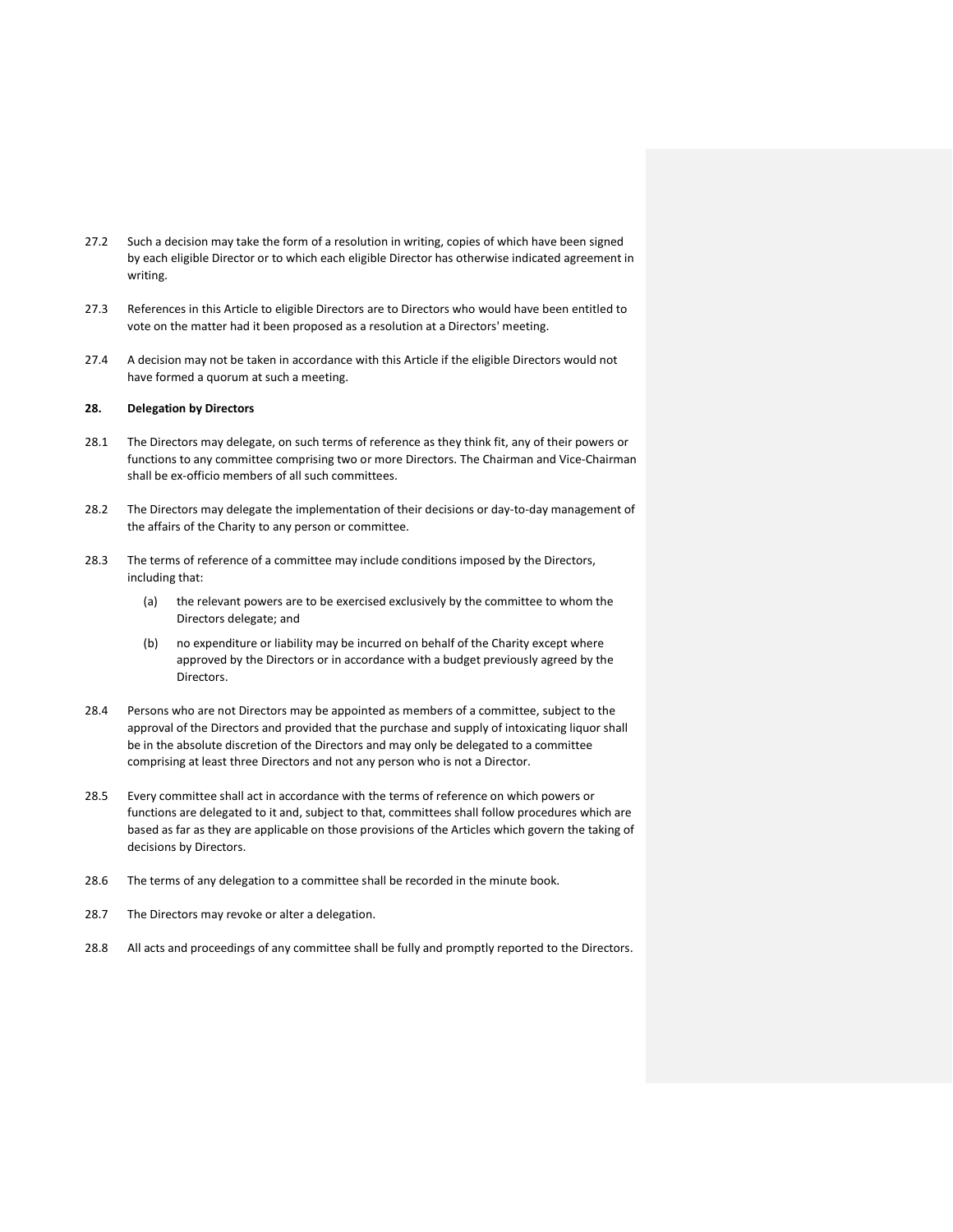27.2 Such a decision may take the form of a resolution in writing, copies of which have been signed by each eligible Director or to which each eligible Director has otherwise indicated agreement in writing.

27.3 References in this Article to eligible Directors are to Directors who would have been entitled to vote on the matter had it been proposed as a resolution at a Directors' meeting.

27.4 A decision may not be taken in accordance with this Article if the eligible Directors would not have formed a quorum at such a meeting.

**28. Delegation by Directors**

28.1 The Directors may delegate, on such terms of reference as they think fit, any of their powers or functions to any committee comprising two or more Directors. The Chairman and Vice-Chairman shall be ex-officio members of all such committees.

28.2 The Directors may delegate the implementation of their decisions or day-to-day management of the affairs of the Charity to any person or committee.

28.3 The terms of reference of a committee may include conditions imposed by the Directors, including that:

(a) the relevant powers are to be exercised exclusively by the committee to whom the Directors delegate; and

(b) no expenditure or liability may be incurred on behalf of the Charity except where approved by the Directors or in accordance with a budget previously agreed by the Directors.

28.4 Persons who are not Directors may be appointed as members of a committee, subject to the approval of the Directors and provided that the purchase and supply of intoxicating liquor shall be in the absolute discretion of the Directors and may only be delegated to a committee comprising at least three Directors and not any person who is not a Director.

28.5 Every committee shall act in accordance with the terms of reference on which powers or functions are delegated to it and, subject to that, committees shall follow procedures which are based as far as they are applicable on those provisions of the Articles which govern the taking of decisions by Directors.

28.6 The terms of any delegation to a committee shall be recorded in the minute book.

28.7 The Directors may revoke or alter a delegation.

28.8 All acts and proceedings of any committee shall be fully and promptly reported to the Directors.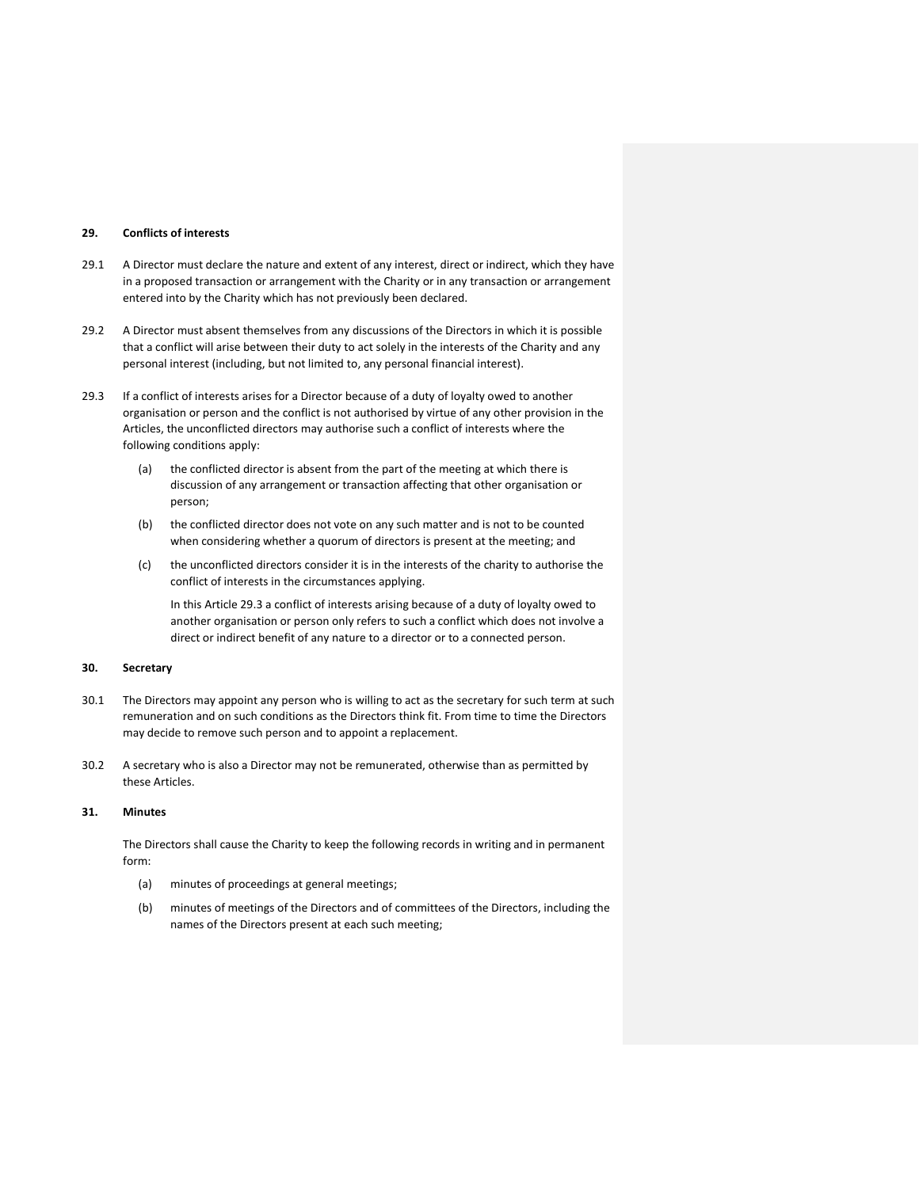## 29. Conflicts of interests

29.1 A Director must declare the nature and extent of any interest, direct or indirect, which they have in a proposed transaction or arrangement with the Charity or in any transaction or arrangement entered into by the Charity which has not previously been declared.

29.2 A Director must absent themselves from any discussions of the Directors in which it is possible that a conflict will arise between their duty to act solely in the interests of the Charity and any personal interest (including, but not limited to, any personal financial interest).

29.3 If a conflict of interests arises for a Director because of a duty of loyalty owed to another organisation or person and the conflict is not authorised by virtue of any other provision in the Articles, the unconflicted directors may authorise such a conflict of interests where the following conditions apply:

(a) the conflicted director is absent from the part of the meeting at which there is discussion of any arrangement or transaction affecting that other organisation or person;

(b) the conflicted director does not vote on any such matter and is not to be counted when considering whether a quorum of directors is present at the meeting; and

(c) the unconflicted directors consider it is in the interests of the charity to authorise the conflict of interests in the circumstances applying.

In this Article 29.3 a conflict of interests arising because of a duty of loyalty owed to another organisation or person only refers to such a conflict which does not involve a direct or indirect benefit of any nature to a director or to a connected person.

## 30. Secretary

30.1 The Directors may appoint any person who is willing to act as the secretary for such term at such remuneration and on such conditions as the Directors think fit. From time to time the Directors may decide to remove such person and to appoint a replacement.

30.2 A secretary who is also a Director may not be remunerated, otherwise than as permitted by these Articles.

## 31. Minutes

The Directors shall cause the Charity to keep the following records in writing and in permanent form:

(a) minutes of proceedings at general meetings;

(b) minutes of meetings of the Directors and of committees of the Directors, including the names of the Directors present at each such meeting;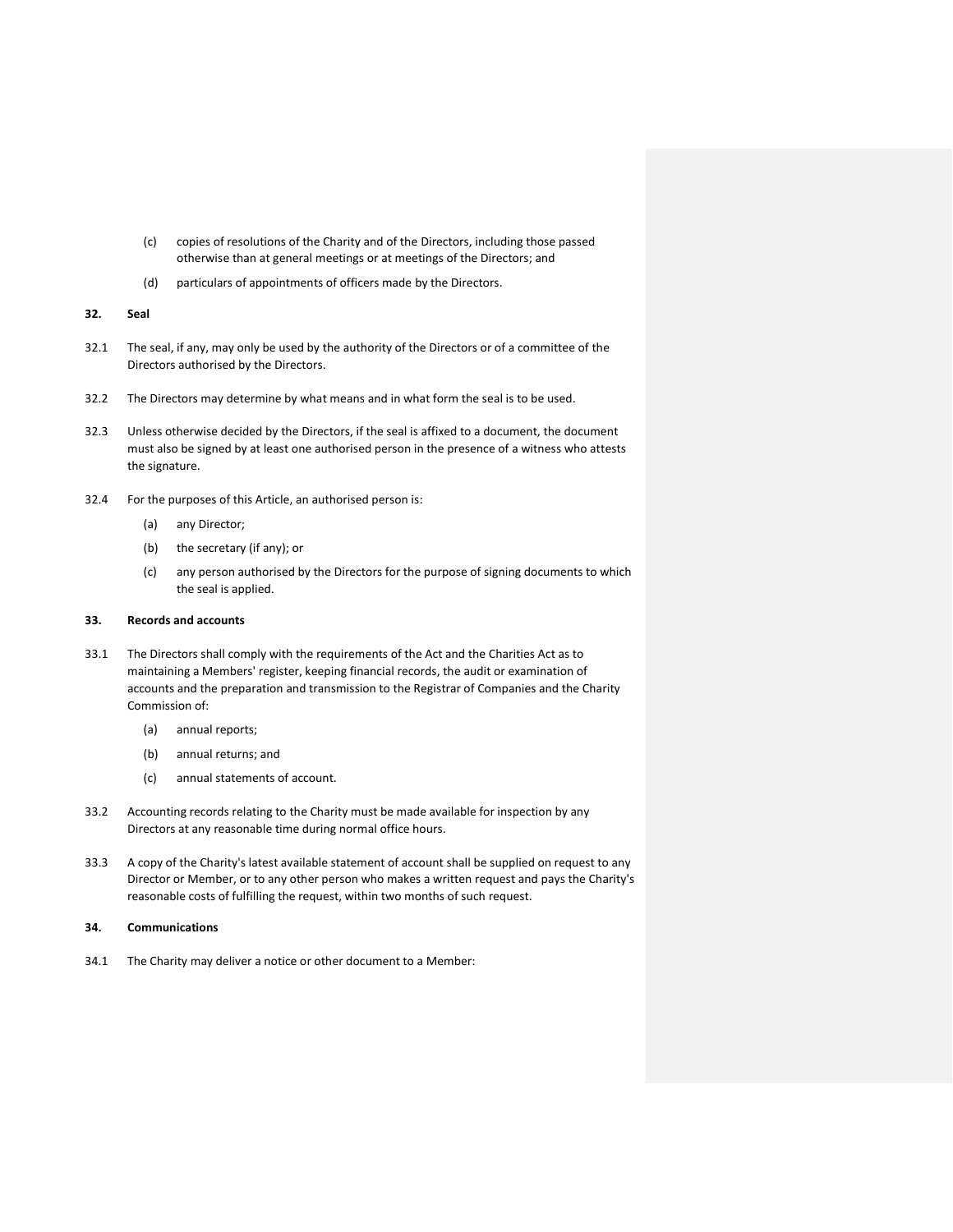(c) copies of resolutions of the Charity and of the Directors, including those passed otherwise than at general meetings or at meetings of the Directors; and

(d) particulars of appointments of officers made by the Directors.

**32. Seal**

32.1 The seal, if any, may only be used by the authority of the Directors or of a committee of the Directors authorised by the Directors.

32.2 The Directors may determine by what means and in what form the seal is to be used.

32.3 Unless otherwise decided by the Directors, if the seal is affixed to a document, the document must also be signed by at least one authorised person in the presence of a witness who attests the signature.

32.4 For the purposes of this Article, an authorised person is:

(a) any Director;

(b) the secretary (if any); or

(c) any person authorised by the Directors for the purpose of signing documents to which the seal is applied.

**33. Records and accounts**

33.1 The Directors shall comply with the requirements of the Act and the Charities Act as to maintaining a Members' register, keeping financial records, the audit or examination of accounts and the preparation and transmission to the Registrar of Companies and the Charity Commission of:

(a) annual reports;

(b) annual returns; and

(c) annual statements of account.

33.2 Accounting records relating to the Charity must be made available for inspection by any Directors at any reasonable time during normal office hours.

33.3 A copy of the Charity's latest available statement of account shall be supplied on request to any Director or Member, or to any other person who makes a written request and pays the Charity's reasonable costs of fulfilling the request, within two months of such request.

**34. Communications**

34.1 The Charity may deliver a notice or other document to a Member: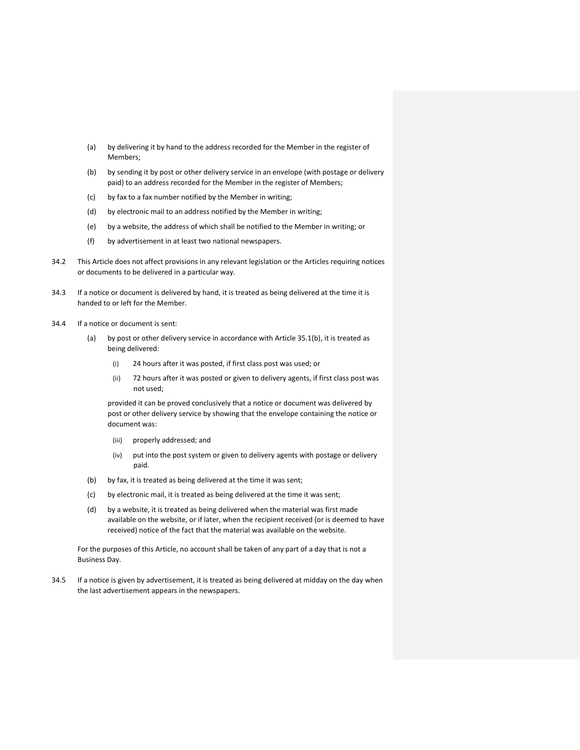(a) by delivering it by hand to the address recorded for the Member in the register of Members;

(b) by sending it by post or other delivery service in an envelope (with postage or delivery paid) to an address recorded for the Member in the register of Members;

(c) by fax to a fax number notified by the Member in writing;

(d) by electronic mail to an address notified by the Member in writing;

(e) by a website, the address of which shall be notified to the Member in writing; or

(f) by advertisement in at least two national newspapers.

34.2 This Article does not affect provisions in any relevant legislation or the Articles requiring notices or documents to be delivered in a particular way.

34.3 If a notice or document is delivered by hand, it is treated as being delivered at the time it is handed to or left for the Member.

34.4 If a notice or document is sent:

(a) by post or other delivery service in accordance with Article 35.1(b), it is treated as being delivered:

(i) 24 hours after it was posted, if first class post was used; or

(ii) 72 hours after it was posted or given to delivery agents, if first class post was not used;

provided it can be proved conclusively that a notice or document was delivered by post or other delivery service by showing that the envelope containing the notice or document was:

(iii) properly addressed; and

(iv) put into the post system or given to delivery agents with postage or delivery paid.

(b) by fax, it is treated as being delivered at the time it was sent;

(c) by electronic mail, it is treated as being delivered at the time it was sent;

(d) by a website, it is treated as being delivered when the material was first made available on the website, or if later, when the recipient received (or is deemed to have received) notice of the fact that the material was available on the website.

For the purposes of this Article, no account shall be taken of any part of a day that is not a Business Day.

34.5 If a notice is given by advertisement, it is treated as being delivered at midday on the day when the last advertisement appears in the newspapers.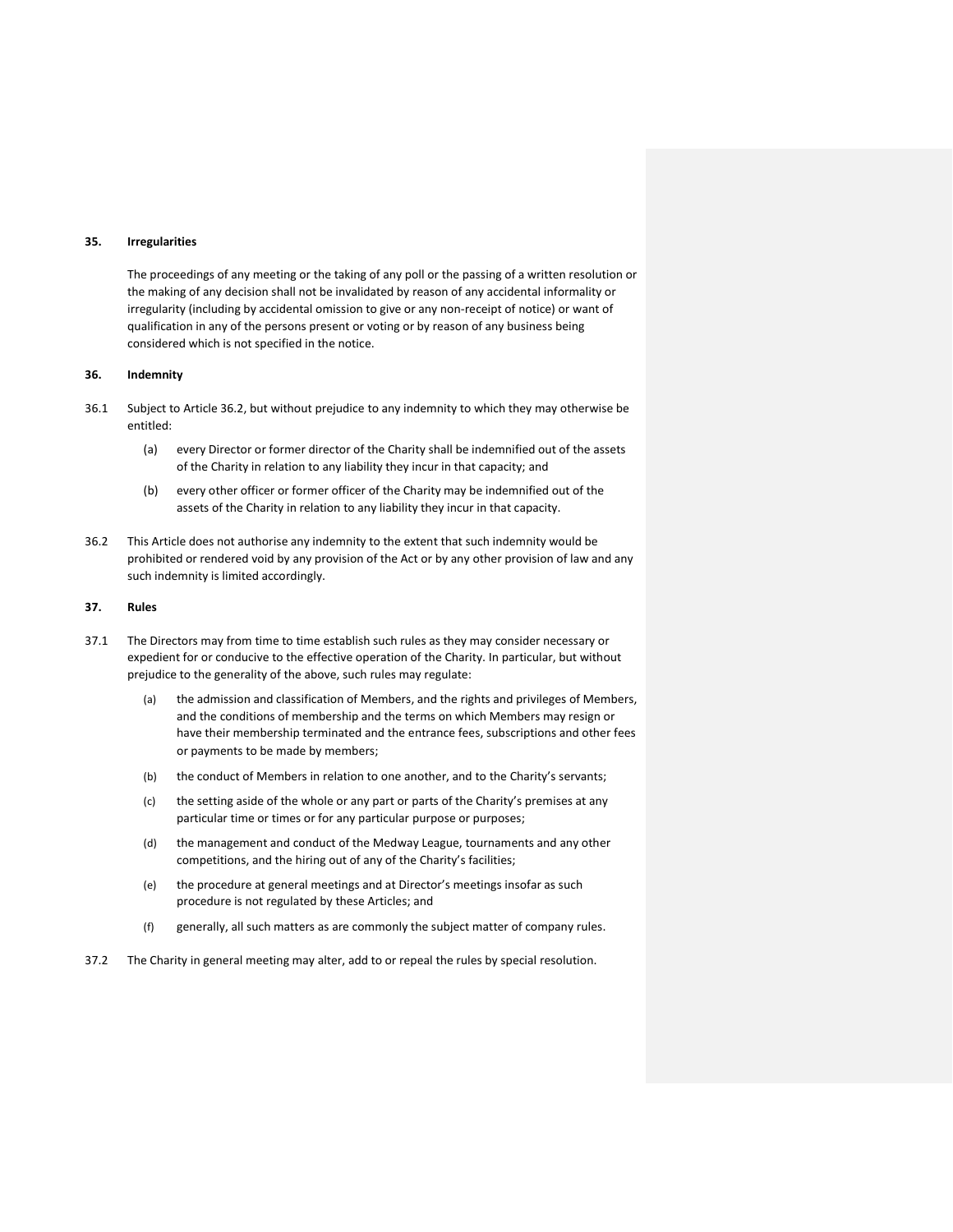### 35. Irregularities

The proceedings of any meeting or the taking of any poll or the passing of a written resolution or the making of any decision shall not be invalidated by reason of any accidental informality or irregularity (including by accidental omission to give or any non-receipt of notice) or want of qualification in any of the persons present or voting or by reason of any business being considered which is not specified in the notice.

### 36. Indemnity

36.1 Subject to Article 36.2, but without prejudice to any indemnity to which they may otherwise be entitled:

(a) every Director or former director of the Charity shall be indemnified out of the assets of the Charity in relation to any liability they incur in that capacity; and

(b) every other officer or former officer of the Charity may be indemnified out of the assets of the Charity in relation to any liability they incur in that capacity.

36.2 This Article does not authorise any indemnity to the extent that such indemnity would be prohibited or rendered void by any provision of the Act or by any other provision of law and any such indemnity is limited accordingly.

### 37. Rules

37.1 The Directors may from time to time establish such rules as they may consider necessary or expedient for or conducive to the effective operation of the Charity. In particular, but without prejudice to the generality of the above, such rules may regulate:

(a) the admission and classification of Members, and the rights and privileges of Members, and the conditions of membership and the terms on which Members may resign or have their membership terminated and the entrance fees, subscriptions and other fees or payments to be made by members;

(b) the conduct of Members in relation to one another, and to the Charity's servants;

(c) the setting aside of the whole or any part or parts of the Charity's premises at any particular time or times or for any particular purpose or purposes;

(d) the management and conduct of the Medway League, tournaments and any other competitions, and the hiring out of any of the Charity's facilities;

(e) the procedure at general meetings and at Director's meetings insofar as such procedure is not regulated by these Articles; and

(f) generally, all such matters as are commonly the subject matter of company rules.

37.2 The Charity in general meeting may alter, add to or repeal the rules by special resolution.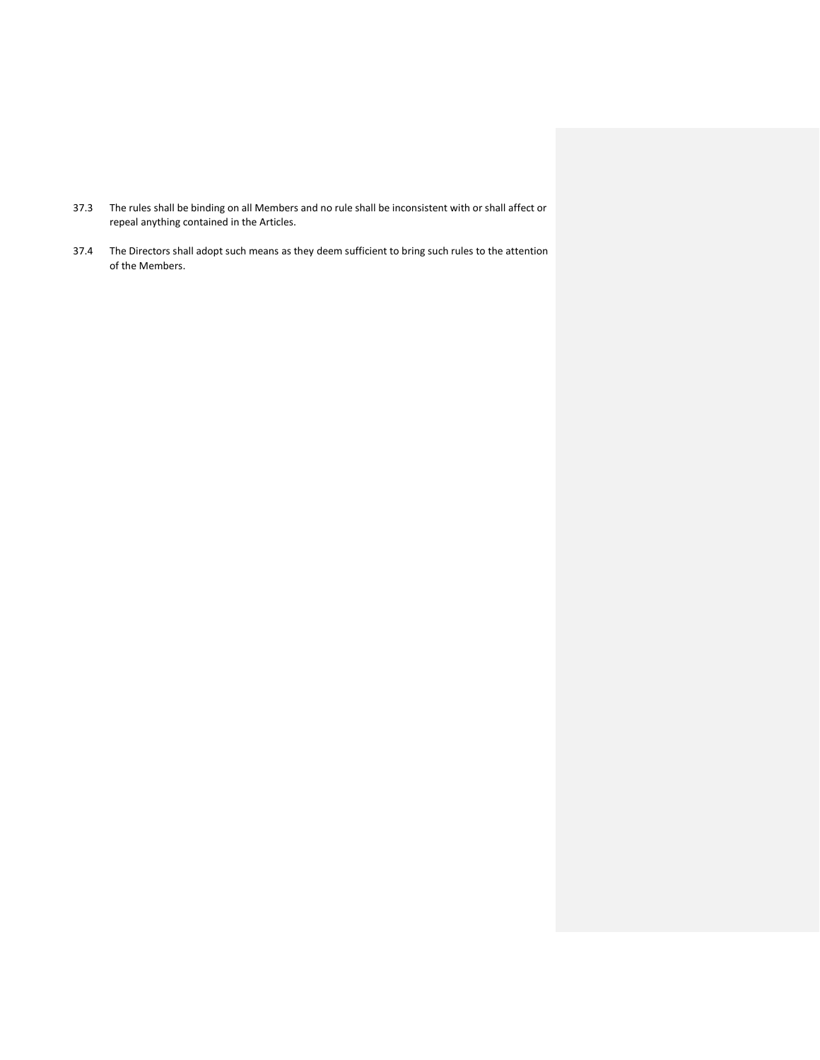37.3 The rules shall be binding on all Members and no rule shall be inconsistent with or shall affect or repeal anything contained in the Articles.

37.4 The Directors shall adopt such means as they deem sufficient to bring such rules to the attention of the Members.